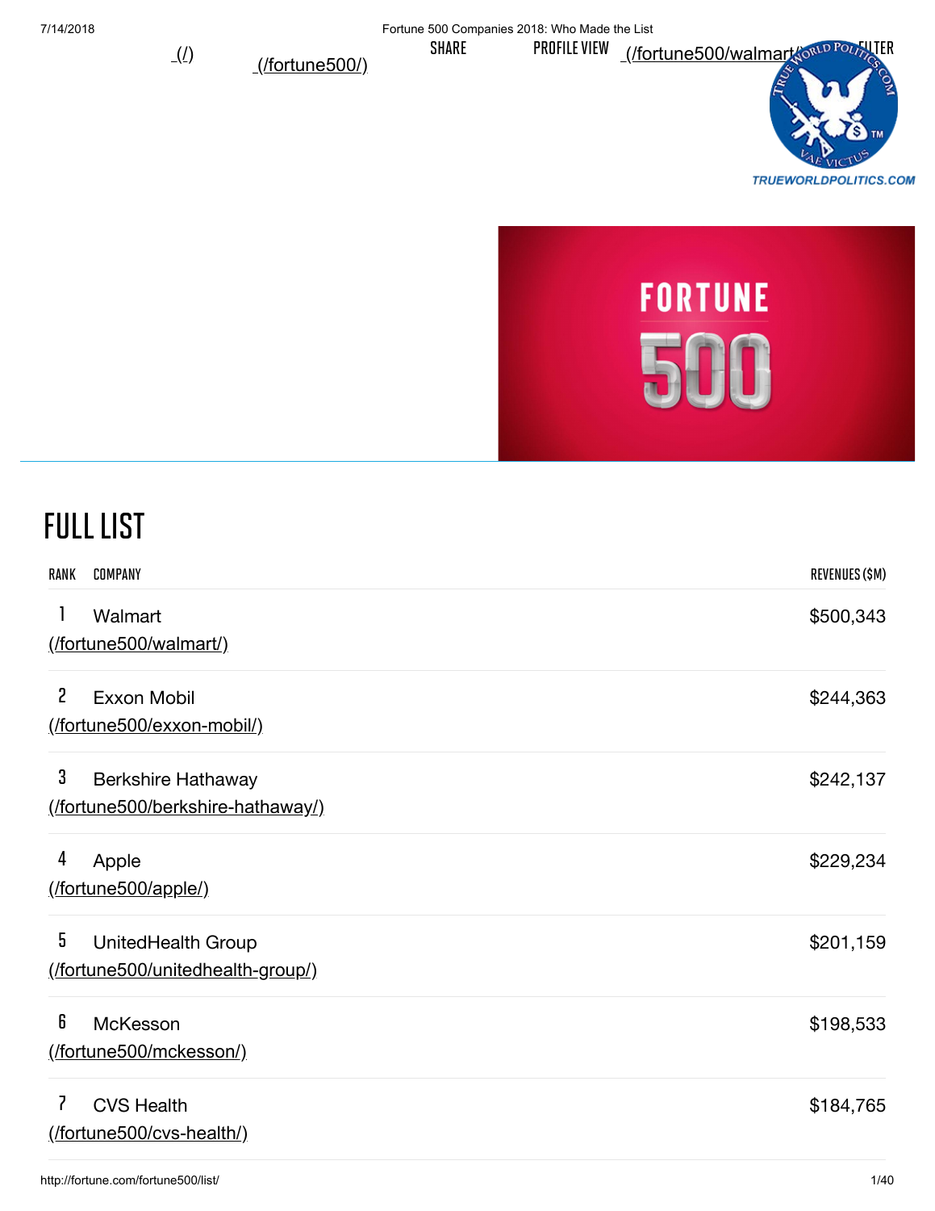(/) (/fortune500/) SHARE PROFILE VIEW (/fortune500/walmart/) FILTER

## FULL LIST

| RANK | COMPANY | REVENUES ($M) |
|---|---|---|
| 1 | Walmart (/fortune500/walmart/) | $500,343 |
| 2 | Exxon Mobil (/fortune500/exxon-mobil/) | $244,363 |
| 3 | Berkshire Hathaway (/fortune500/berkshire-hathaway/) | $242,137 |
| 4 | Apple (/fortune500/apple/) | $229,234 |
| 5 | UnitedHealth Group (/fortune500/unitedhealth-group/) | $201,159 |
| 6 | McKesson (/fortune500/mckesson/) | $198,533 |
| 7 | CVS Health (/fortune500/cvs-health/) | $184,765 |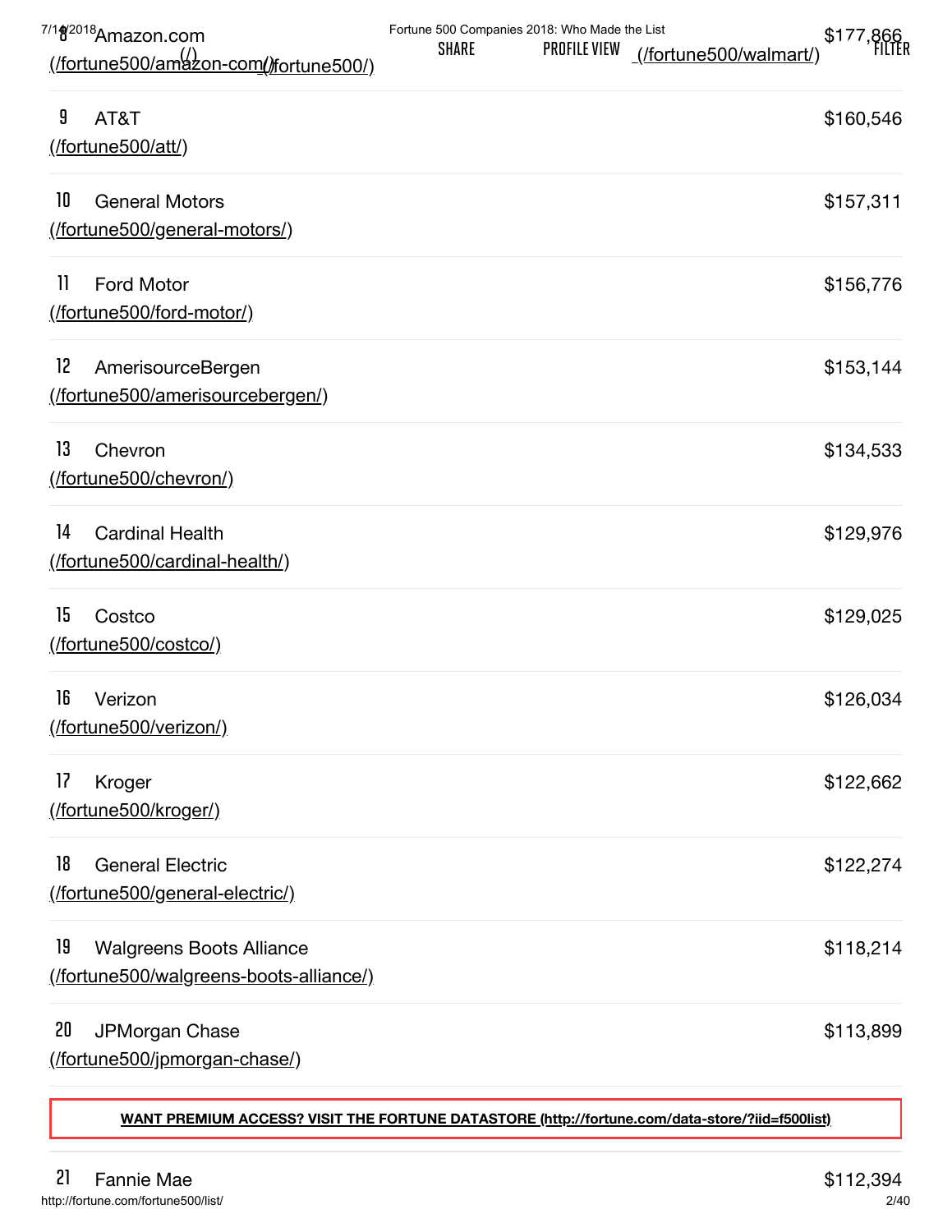| Rank | Company | Revenues ($M) |
|---|---|---|
| 8 | Amazon.com (/fortune500/amazon-com/) | $177,866 |
| 9 | AT&T (/fortune500/att/) | $160,546 |
| 10 | General Motors (/fortune500/general-motors/) | $157,311 |
| 11 | Ford Motor (/fortune500/ford-motor/) | $156,776 |
| 12 | AmerisourceBergen (/fortune500/amerisourcebergen/) | $153,144 |
| 13 | Chevron (/fortune500/chevron/) | $134,533 |
| 14 | Cardinal Health (/fortune500/cardinal-health/) | $129,976 |
| 15 | Costco (/fortune500/costco/) | $129,025 |
| 16 | Verizon (/fortune500/verizon/) | $126,034 |
| 17 | Kroger (/fortune500/kroger/) | $122,662 |
| 18 | General Electric (/fortune500/general-electric/) | $122,274 |
| 19 | Walgreens Boots Alliance (/fortune500/walgreens-boots-alliance/) | $118,214 |
| 20 | JPMorgan Chase (/fortune500/jpmorgan-chase/) | $113,899 |

**WANT PREMIUM ACCESS? VISIT THE FORTUNE DATASTORE (http://fortune.com/data-store/?iid=f500list)**

| Rank | Company | Revenues ($M) |
|---|---|---|
| 21 | Fannie Mae | $112,394 |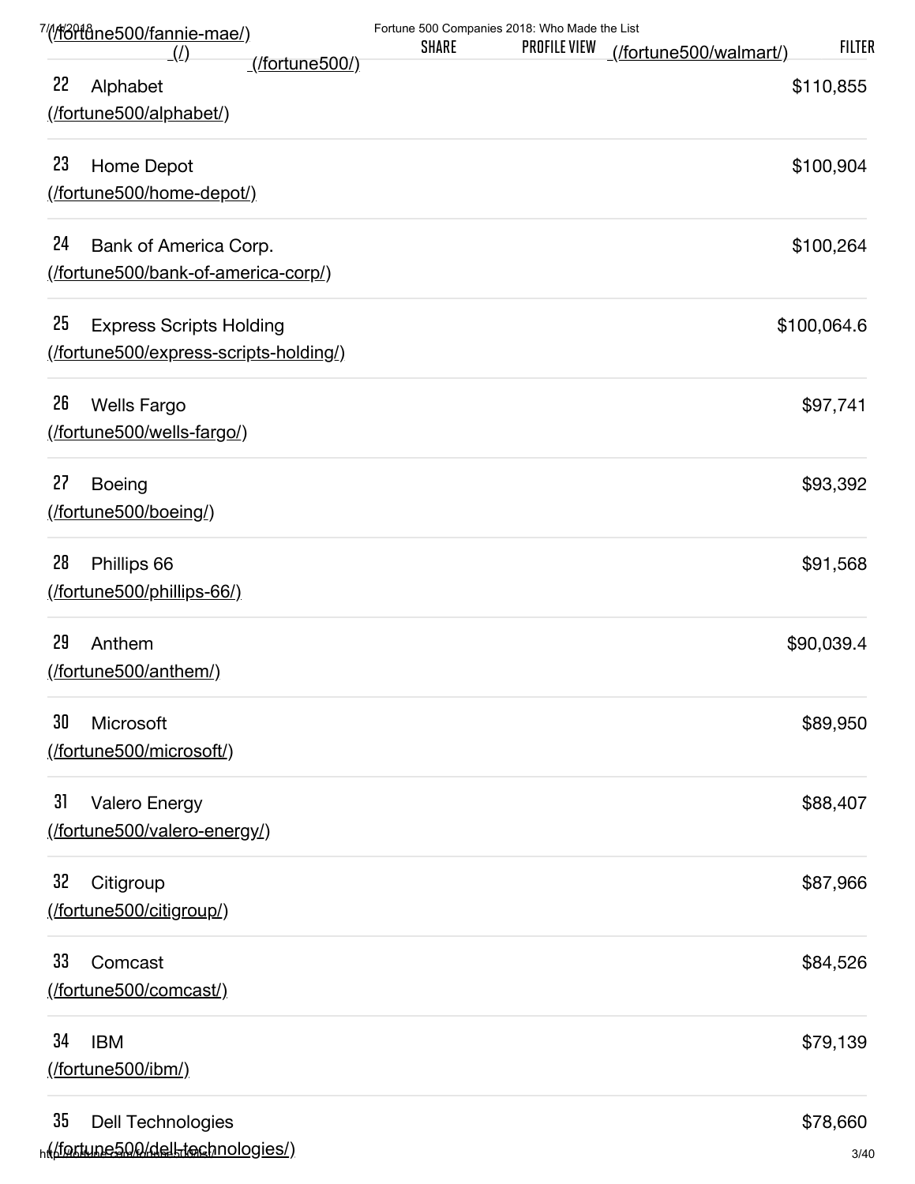| Rank | Company | Revenues ($M) |
|---|---|---|
| 22 | Alphabet (/fortune500/alphabet/) | $110,855 |
| 23 | Home Depot (/fortune500/home-depot/) | $100,904 |
| 24 | Bank of America Corp. (/fortune500/bank-of-america-corp/) | $100,264 |
| 25 | Express Scripts Holding (/fortune500/express-scripts-holding/) | $100,064.6 |
| 26 | Wells Fargo (/fortune500/wells-fargo/) | $97,741 |
| 27 | Boeing (/fortune500/boeing/) | $93,392 |
| 28 | Phillips 66 (/fortune500/phillips-66/) | $91,568 |
| 29 | Anthem (/fortune500/anthem/) | $90,039.4 |
| 30 | Microsoft (/fortune500/microsoft/) | $89,950 |
| 31 | Valero Energy (/fortune500/valero-energy/) | $88,407 |
| 32 | Citigroup (/fortune500/citigroup/) | $87,966 |
| 33 | Comcast (/fortune500/comcast/) | $84,526 |
| 34 | IBM (/fortune500/ibm/) | $79,139 |
| 35 | Dell Technologies (/fortune500/dell-technologies/) | $78,660 |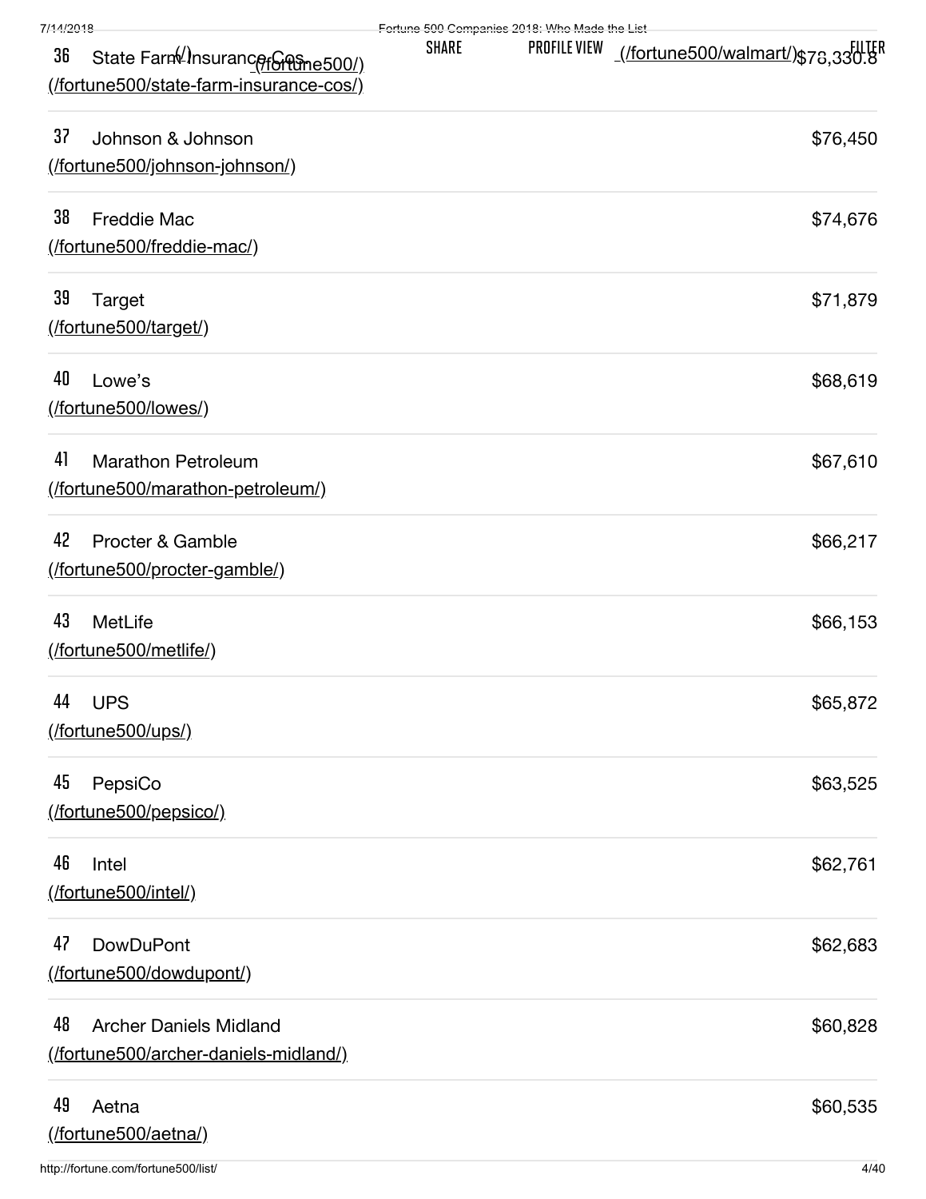| Rank | Company | Revenues |
|---|---|---|
| 36 | State Farm Insurance Cos. (/fortune500/state-farm-insurance-cos/) | $78,330.8 |
| 37 | Johnson & Johnson (/fortune500/johnson-johnson/) | $76,450 |
| 38 | Freddie Mac (/fortune500/freddie-mac/) | $74,676 |
| 39 | Target (/fortune500/target/) | $71,879 |
| 40 | Lowe’s (/fortune500/lowes/) | $68,619 |
| 41 | Marathon Petroleum (/fortune500/marathon-petroleum/) | $67,610 |
| 42 | Procter & Gamble (/fortune500/procter-gamble/) | $66,217 |
| 43 | MetLife (/fortune500/metlife/) | $66,153 |
| 44 | UPS (/fortune500/ups/) | $65,872 |
| 45 | PepsiCo (/fortune500/pepsico/) | $63,525 |
| 46 | Intel (/fortune500/intel/) | $62,761 |
| 47 | DowDuPont (/fortune500/dowdupont/) | $62,683 |
| 48 | Archer Daniels Midland (/fortune500/archer-daniels-midland/) | $60,828 |
| 49 | Aetna (/fortune500/aetna/) | $60,535 |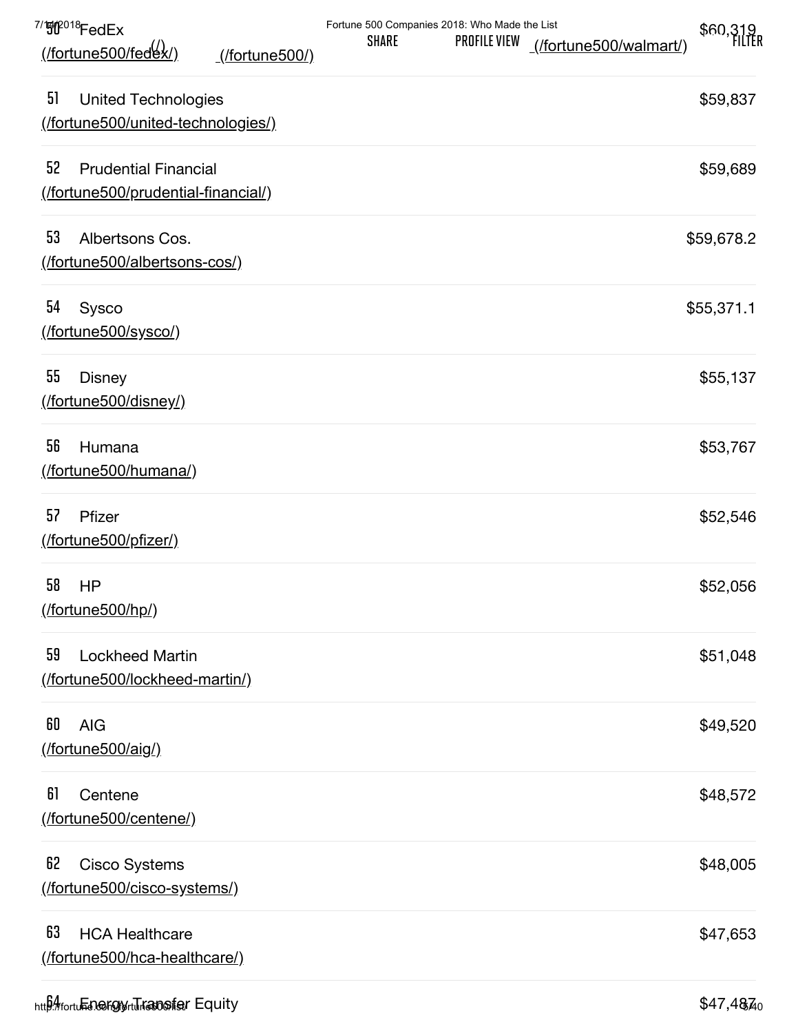50 FedEx
(/fortune500/fedex/) $60,319

51 United Technologies
(/fortune500/united-technologies/) $59,837

52 Prudential Financial
(/fortune500/prudential-financial/) $59,689

53 Albertsons Cos.
(/fortune500/albertsons-cos/) $59,678.2

54 Sysco
(/fortune500/sysco/) $55,371.1

55 Disney
(/fortune500/disney/) $55,137

56 Humana
(/fortune500/humana/) $53,767

57 Pfizer
(/fortune500/pfizer/) $52,546

58 HP
(/fortune500/hp/) $52,056

59 Lockheed Martin
(/fortune500/lockheed-martin/) $51,048

60 AIG
(/fortune500/aig/) $49,520

61 Centene
(/fortune500/centene/) $48,572

62 Cisco Systems
(/fortune500/cisco-systems/) $48,005

63 HCA Healthcare
(/fortune500/hca-healthcare/) $47,653

64 Energy Transfer Equity $47,487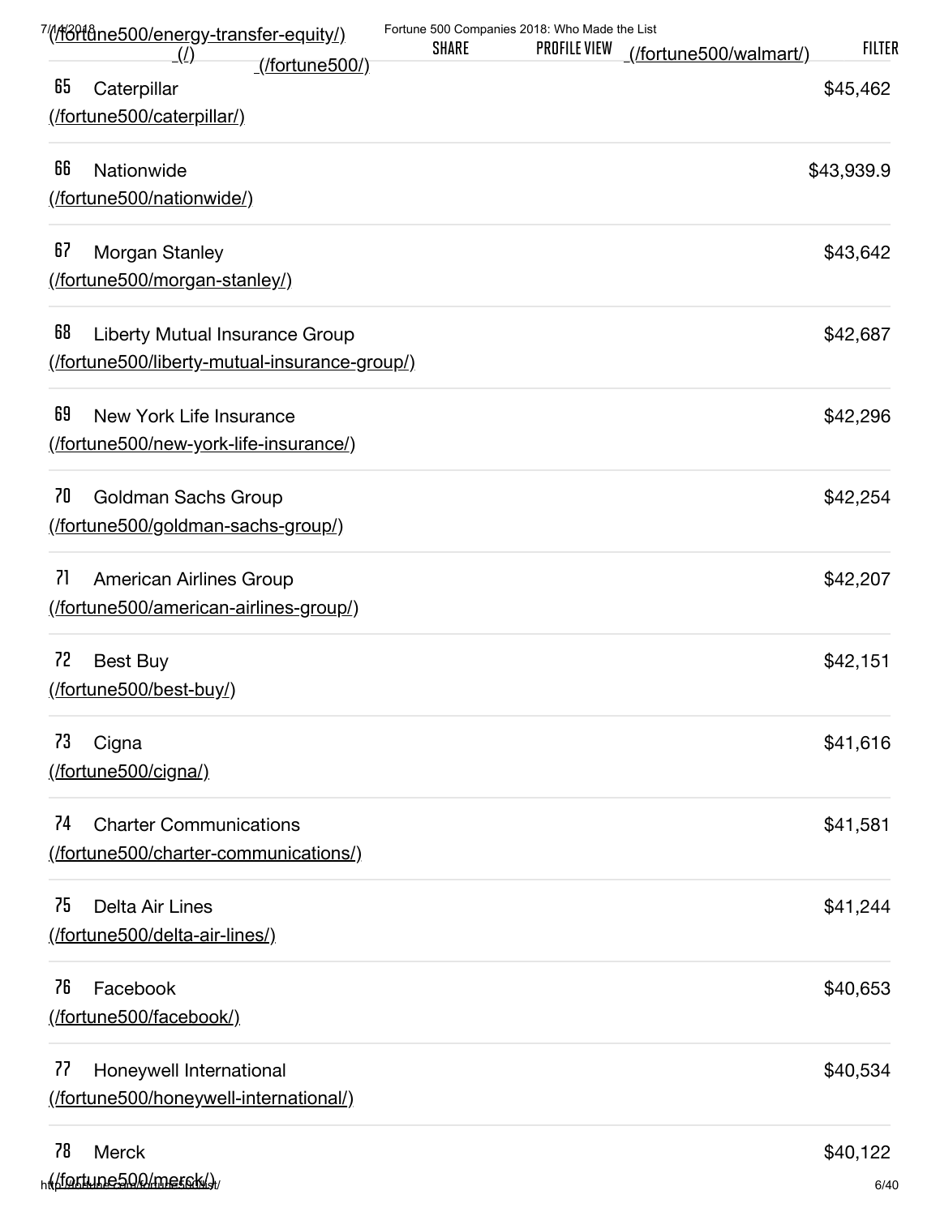| Rank | Company | Revenue |
|---|---|---|
| 65 | Caterpillar (/fortune500/caterpillar/) | $45,462 |
| 66 | Nationwide (/fortune500/nationwide/) | $43,939.9 |
| 67 | Morgan Stanley (/fortune500/morgan-stanley/) | $43,642 |
| 68 | Liberty Mutual Insurance Group (/fortune500/liberty-mutual-insurance-group/) | $42,687 |
| 69 | New York Life Insurance (/fortune500/new-york-life-insurance/) | $42,296 |
| 70 | Goldman Sachs Group (/fortune500/goldman-sachs-group/) | $42,254 |
| 71 | American Airlines Group (/fortune500/american-airlines-group/) | $42,207 |
| 72 | Best Buy (/fortune500/best-buy/) | $42,151 |
| 73 | Cigna (/fortune500/cigna/) | $41,616 |
| 74 | Charter Communications (/fortune500/charter-communications/) | $41,581 |
| 75 | Delta Air Lines (/fortune500/delta-air-lines/) | $41,244 |
| 76 | Facebook (/fortune500/facebook/) | $40,653 |
| 77 | Honeywell International (/fortune500/honeywell-international/) | $40,534 |
| 78 | Merck (/fortune500/merck/) | $40,122 |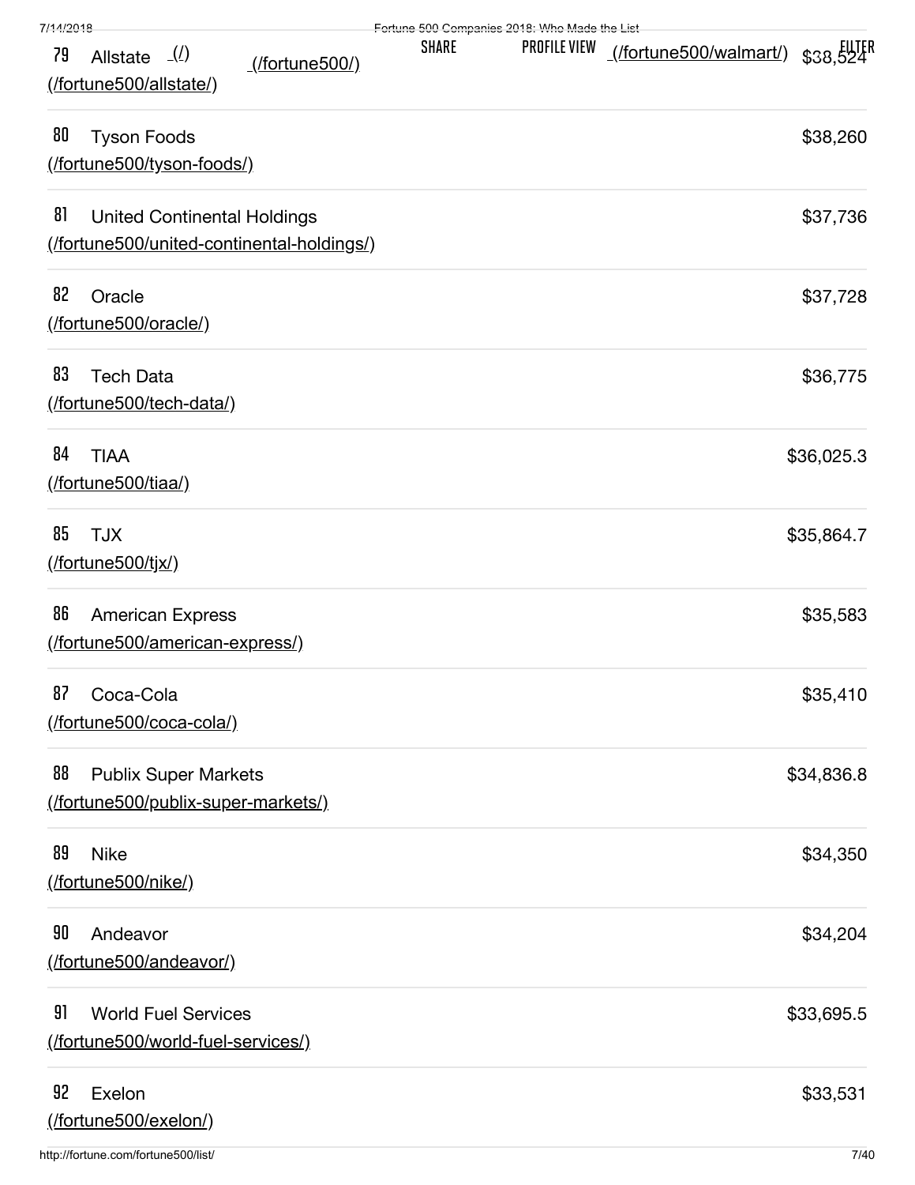79 Allstate (/) (/fortune500/) SHARE PROFILE VIEW (/fortune500/walmart/) FILTER
(/fortune500/allstate/) $38,524

80 Tyson Foods (/fortune500/tyson-foods/) $38,260

81 United Continental Holdings (/fortune500/united-continental-holdings/) $37,736

82 Oracle (/fortune500/oracle/) $37,728

83 Tech Data (/fortune500/tech-data/) $36,775

84 TIAA (/fortune500/tiaa/) $36,025.3

85 TJX (/fortune500/tjx/) $35,864.7

86 American Express (/fortune500/american-express/) $35,583

87 Coca-Cola (/fortune500/coca-cola/) $35,410

88 Publix Super Markets (/fortune500/publix-super-markets/) $34,836.8

89 Nike (/fortune500/nike/) $34,350

90 Andeavor (/fortune500/andeavor/) $34,204

91 World Fuel Services (/fortune500/world-fuel-services/) $33,695.5

92 Exelon (/fortune500/exelon/) $33,531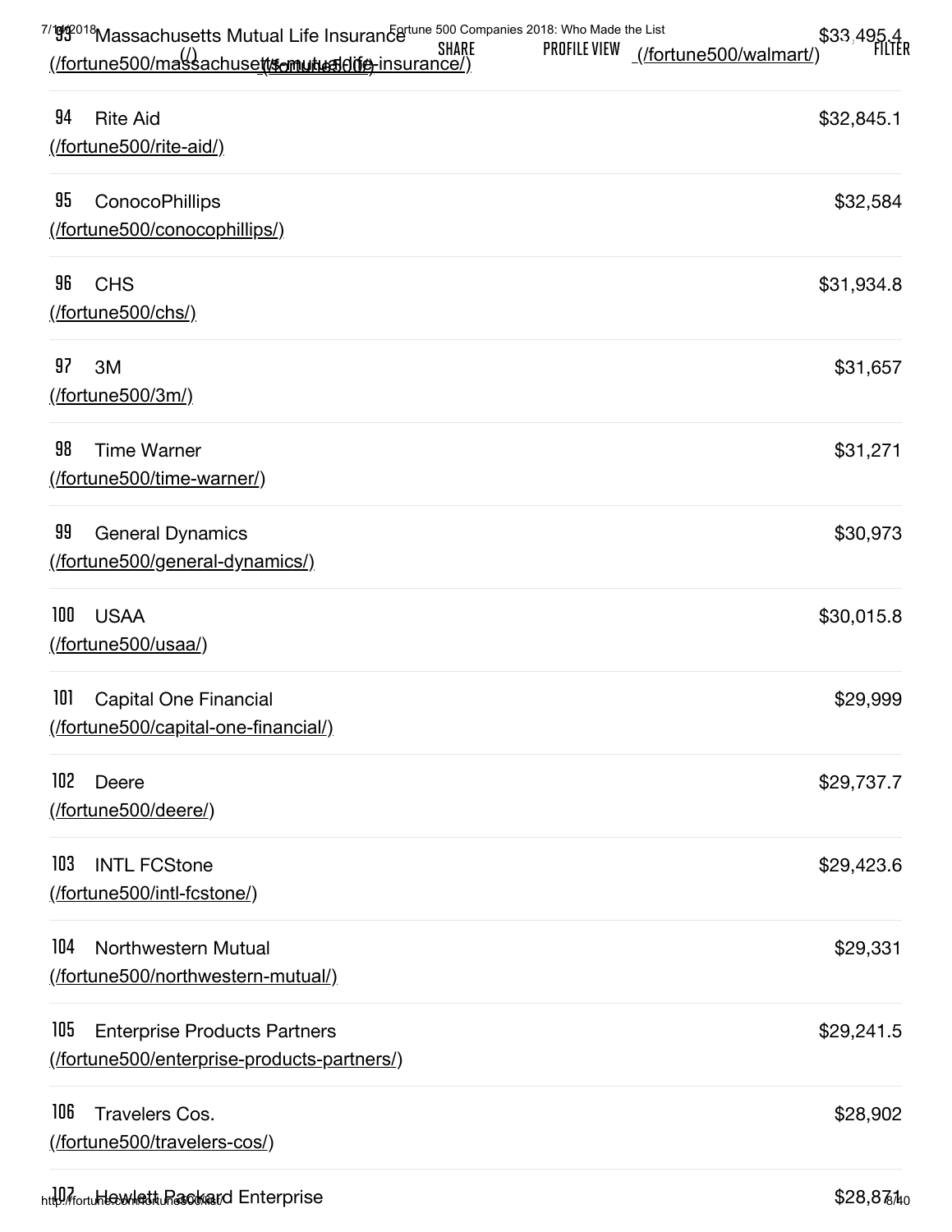93 Massachusetts Mutual Life Insurance $33,495.4
(/fortune500/massachusetts-mutual-life-insurance/)

94 Rite Aid $32,845.1
(/fortune500/rite-aid/)

95 ConocoPhillips $32,584
(/fortune500/conocophillips/)

96 CHS $31,934.8
(/fortune500/chs/)

97 3M $31,657
(/fortune500/3m/)

98 Time Warner $31,271
(/fortune500/time-warner/)

99 General Dynamics $30,973
(/fortune500/general-dynamics/)

100 USAA $30,015.8
(/fortune500/usaa/)

101 Capital One Financial $29,999
(/fortune500/capital-one-financial/)

102 Deere $29,737.7
(/fortune500/deere/)

103 INTL FCStone $29,423.6
(/fortune500/intl-fcstone/)

104 Northwestern Mutual $29,331
(/fortune500/northwestern-mutual/)

105 Enterprise Products Partners $29,241.5
(/fortune500/enterprise-products-partners/)

106 Travelers Cos. $28,902
(/fortune500/travelers-cos/)

107 Hewlett Packard Enterprise $28,871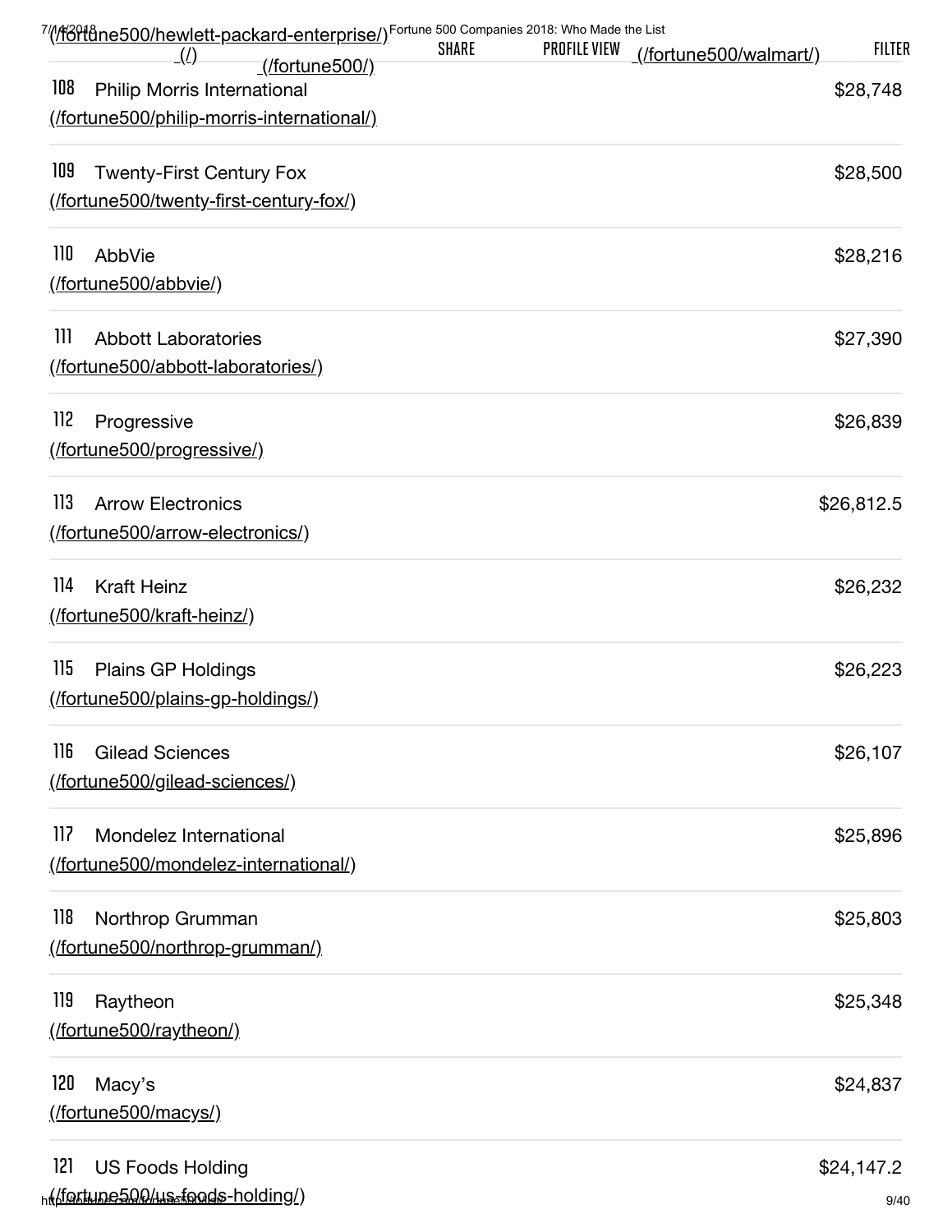| Rank | Company | Revenue |
| --- | --- | --- |
| 108 | Philip Morris International (/fortune500/philip-morris-international/) | $28,748 |
| 109 | Twenty-First Century Fox (/fortune500/twenty-first-century-fox/) | $28,500 |
| 110 | AbbVie (/fortune500/abbvie/) | $28,216 |
| 111 | Abbott Laboratories (/fortune500/abbott-laboratories/) | $27,390 |
| 112 | Progressive (/fortune500/progressive/) | $26,839 |
| 113 | Arrow Electronics (/fortune500/arrow-electronics/) | $26,812.5 |
| 114 | Kraft Heinz (/fortune500/kraft-heinz/) | $26,232 |
| 115 | Plains GP Holdings (/fortune500/plains-gp-holdings/) | $26,223 |
| 116 | Gilead Sciences (/fortune500/gilead-sciences/) | $26,107 |
| 117 | Mondelez International (/fortune500/mondelez-international/) | $25,896 |
| 118 | Northrop Grumman (/fortune500/northrop-grumman/) | $25,803 |
| 119 | Raytheon (/fortune500/raytheon/) | $25,348 |
| 120 | Macy's (/fortune500/macys/) | $24,837 |
| 121 | US Foods Holding (/fortune500/us-foods-holding/) | $24,147.2 |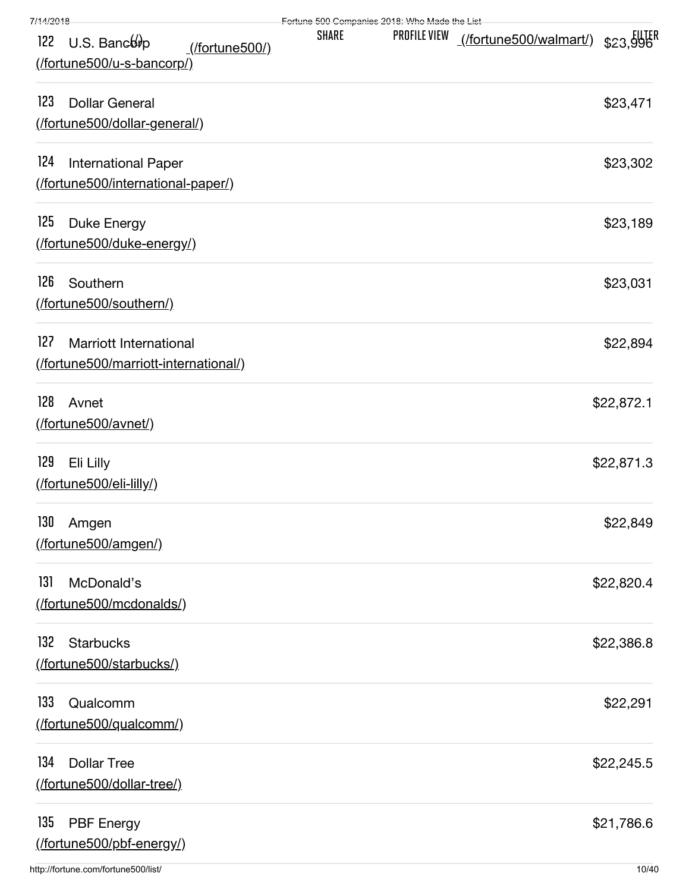122 U.S. Bancorp (/fortune500/u-s-bancorp/) $23,996

123 Dollar General (/fortune500/dollar-general/) $23,471

124 International Paper (/fortune500/international-paper/) $23,302

125 Duke Energy (/fortune500/duke-energy/) $23,189

126 Southern (/fortune500/southern/) $23,031

127 Marriott International (/fortune500/marriott-international/) $22,894

128 Avnet (/fortune500/avnet/) $22,872.1

129 Eli Lilly (/fortune500/eli-lilly/) $22,871.3

130 Amgen (/fortune500/amgen/) $22,849

131 McDonald’s (/fortune500/mcdonalds/) $22,820.4

132 Starbucks (/fortune500/starbucks/) $22,386.8

133 Qualcomm (/fortune500/qualcomm/) $22,291

134 Dollar Tree (/fortune500/dollar-tree/) $22,245.5

135 PBF Energy (/fortune500/pbf-energy/) $21,786.6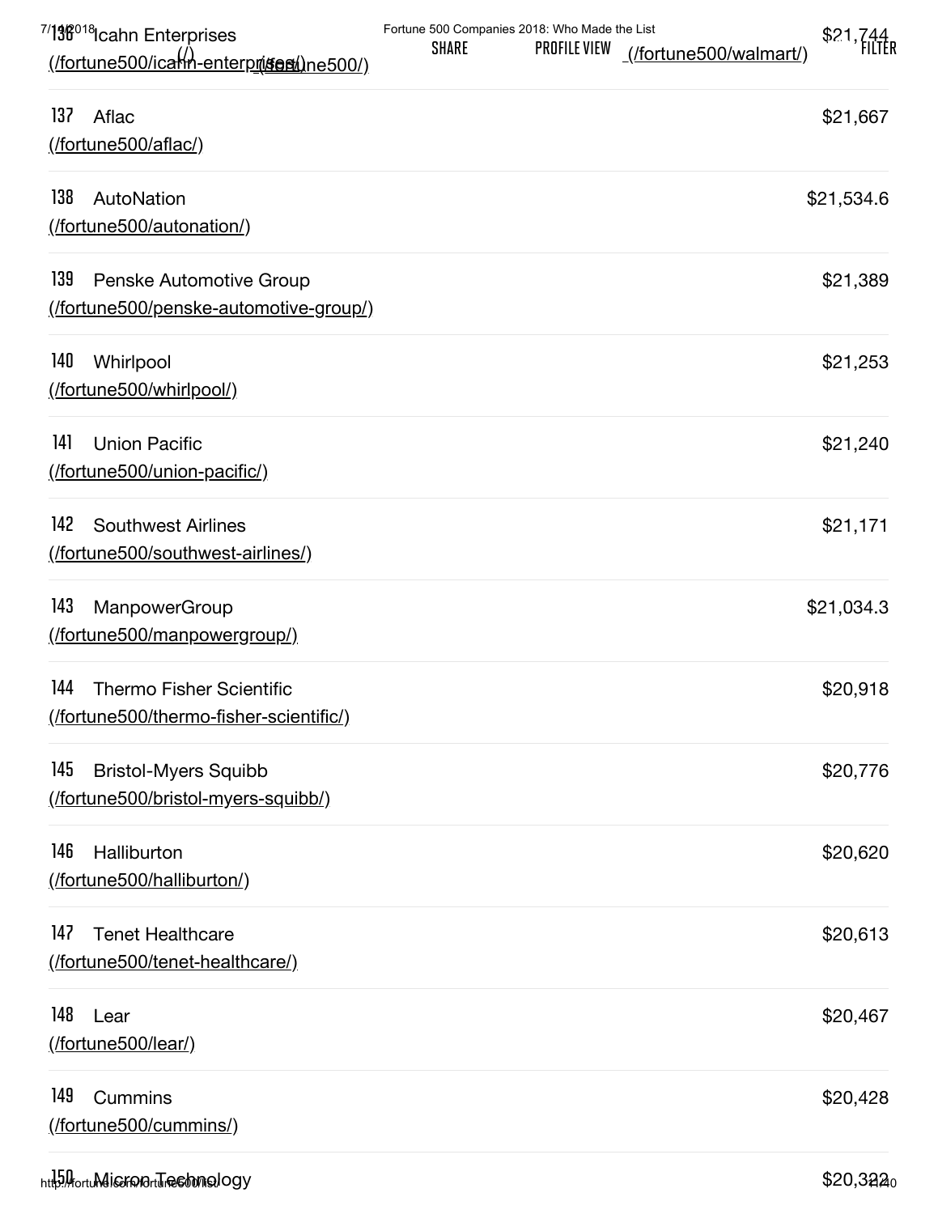| Rank | Company | Revenues ($M) |
|---|---|---|
| 136 | Icahn Enterprises (/fortune500/icahn-enterprises/) | $21,744 |
| 137 | Aflac (/fortune500/aflac/) | $21,667 |
| 138 | AutoNation (/fortune500/autonation/) | $21,534.6 |
| 139 | Penske Automotive Group (/fortune500/penske-automotive-group/) | $21,389 |
| 140 | Whirlpool (/fortune500/whirlpool/) | $21,253 |
| 141 | Union Pacific (/fortune500/union-pacific/) | $21,240 |
| 142 | Southwest Airlines (/fortune500/southwest-airlines/) | $21,171 |
| 143 | ManpowerGroup (/fortune500/manpowergroup/) | $21,034.3 |
| 144 | Thermo Fisher Scientific (/fortune500/thermo-fisher-scientific/) | $20,918 |
| 145 | Bristol-Myers Squibb (/fortune500/bristol-myers-squibb/) | $20,776 |
| 146 | Halliburton (/fortune500/halliburton/) | $20,620 |
| 147 | Tenet Healthcare (/fortune500/tenet-healthcare/) | $20,613 |
| 148 | Lear (/fortune500/lear/) | $20,467 |
| 149 | Cummins (/fortune500/cummins/) | $20,428 |
| 150 | Micron Technology | $20,322 |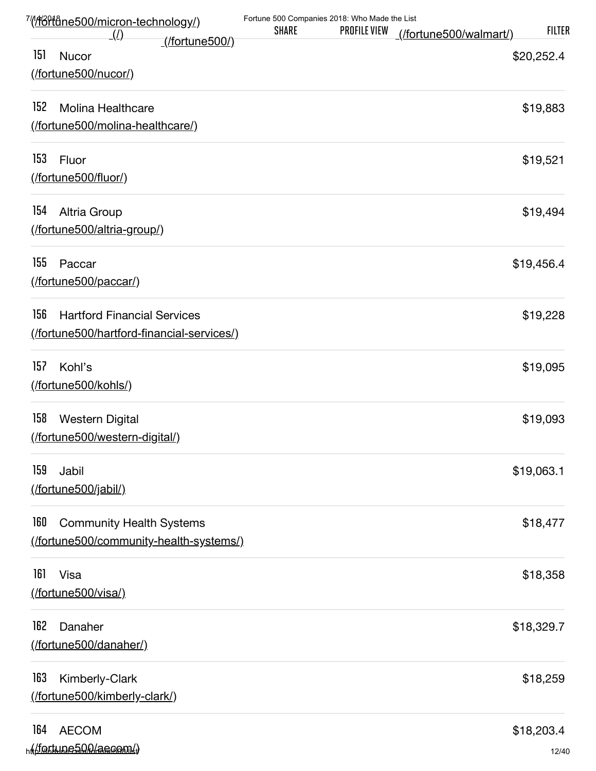151 Nucor (/fortune500/nucor/) $20,252.4

152 Molina Healthcare (/fortune500/molina-healthcare/) $19,883

153 Fluor (/fortune500/fluor/) $19,521

154 Altria Group (/fortune500/altria-group/) $19,494

155 Paccar (/fortune500/paccar/) $19,456.4

156 Hartford Financial Services (/fortune500/hartford-financial-services/) $19,228

157 Kohl's (/fortune500/kohls/) $19,095

158 Western Digital (/fortune500/western-digital/) $19,093

159 Jabil (/fortune500/jabil/) $19,063.1

160 Community Health Systems (/fortune500/community-health-systems/) $18,477

161 Visa (/fortune500/visa/) $18,358

162 Danaher (/fortune500/danaher/) $18,329.7

163 Kimberly-Clark (/fortune500/kimberly-clark/) $18,259

164 AECOM (/fortune500/aecom/) $18,203.4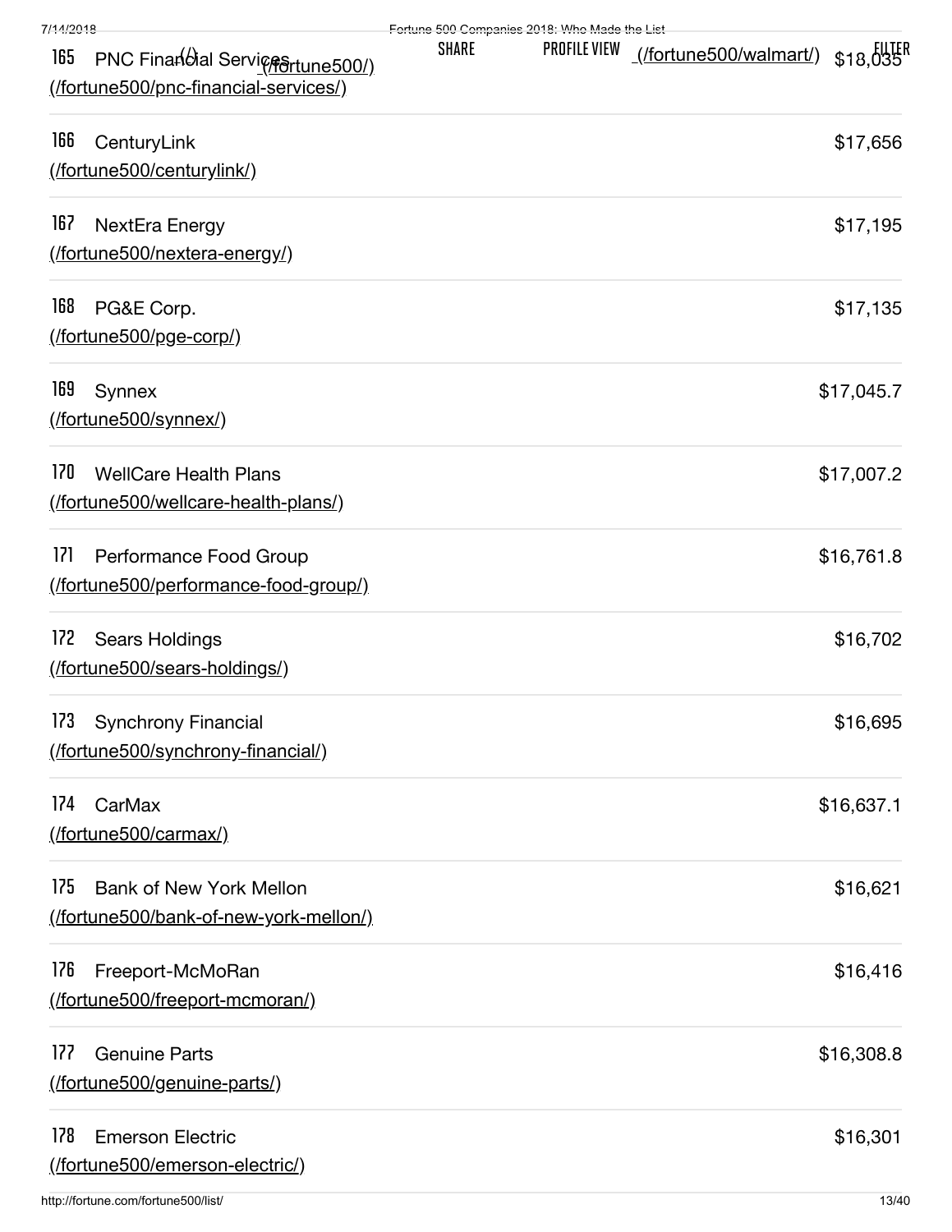165 PNC Financial Services (/fortune500/pnc-financial-services/) $18,035

166 Century Link (/fortune500/centurylink/) $17,656

167 NextEra Energy (/fortune500/nextera-energy/) $17,195

168 PG&E Corp. (/fortune500/pge-corp/) $17,135

169 Synnex (/fortune500/synnex/) $17,045.7

170 WellCare Health Plans (/fortune500/wellcare-health-plans/) $17,007.2

171 Performance Food Group (/fortune500/performance-food-group/) $16,761.8

172 Sears Holdings (/fortune500/sears-holdings/) $16,702

173 Synchrony Financial (/fortune500/synchrony-financial/) $16,695

174 CarMax (/fortune500/carmax/) $16,637.1

175 Bank of New York Mellon (/fortune500/bank-of-new-york-mellon/) $16,621

176 Freeport-McMoRan (/fortune500/freeport-mcmoran/) $16,416

177 Genuine Parts (/fortune500/genuine-parts/) $16,308.8

178 Emerson Electric (/fortune500/emerson-electric/) $16,301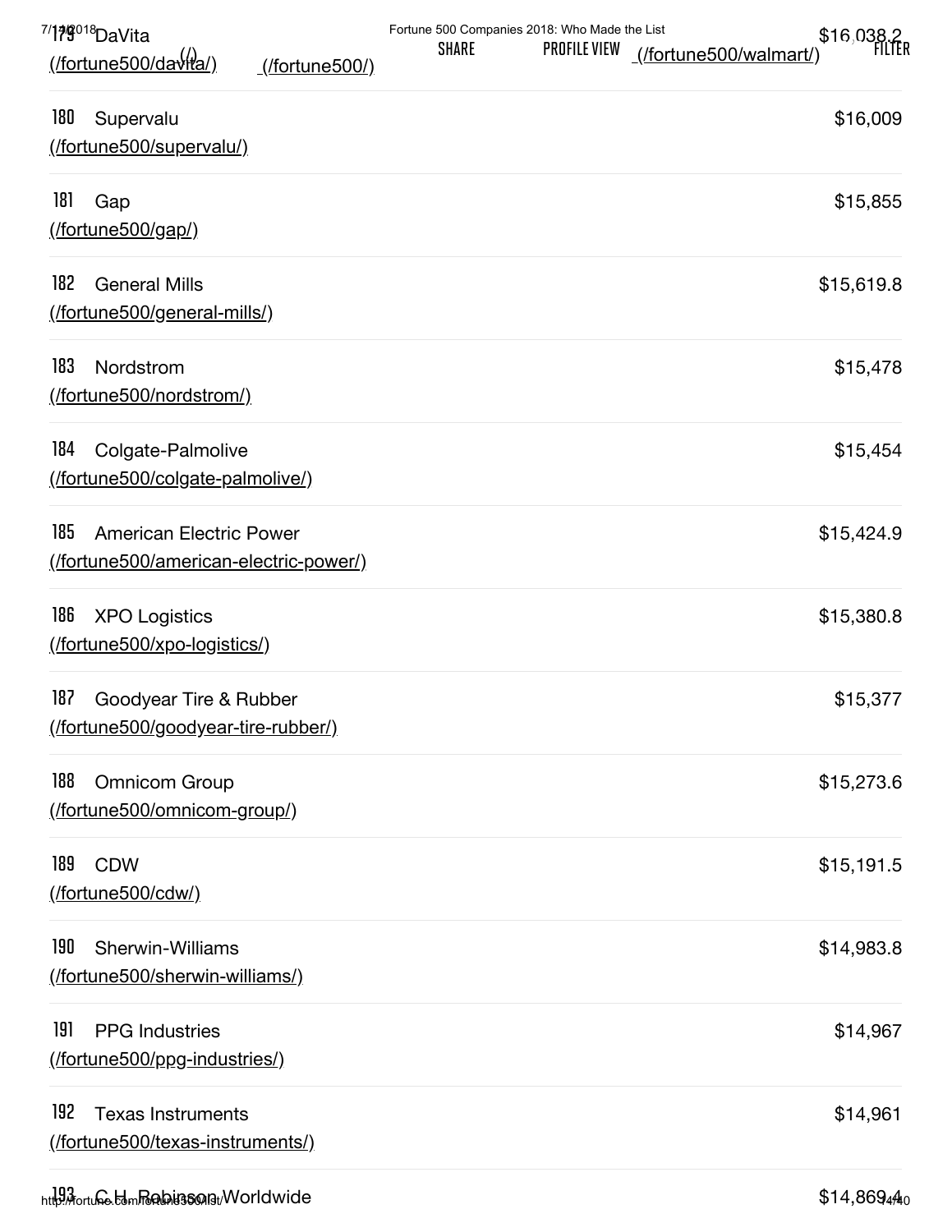| Rank | Company | Revenues ($M) |
|---|---|---|
| 179 | DaVita (/fortune500/davita/) | $16,038.2 |
| 180 | Supervalu (/fortune500/supervalu/) | $16,009 |
| 181 | Gap (/fortune500/gap/) | $15,855 |
| 182 | General Mills (/fortune500/general-mills/) | $15,619.8 |
| 183 | Nordstrom (/fortune500/nordstrom/) | $15,478 |
| 184 | Colgate-Palmolive (/fortune500/colgate-palmolive/) | $15,454 |
| 185 | American Electric Power (/fortune500/american-electric-power/) | $15,424.9 |
| 186 | XPO Logistics (/fortune500/xpo-logistics/) | $15,380.8 |
| 187 | Goodyear Tire & Rubber (/fortune500/goodyear-tire-rubber/) | $15,377 |
| 188 | Omnicom Group (/fortune500/omnicom-group/) | $15,273.6 |
| 189 | CDW (/fortune500/cdw/) | $15,191.5 |
| 190 | Sherwin-Williams (/fortune500/sherwin-williams/) | $14,983.8 |
| 191 | PPG Industries (/fortune500/ppg-industries/) | $14,967 |
| 192 | Texas Instruments (/fortune500/texas-instruments/) | $14,961 |
| 193 | C.H. Robinson Worldwide | $14,869.4 |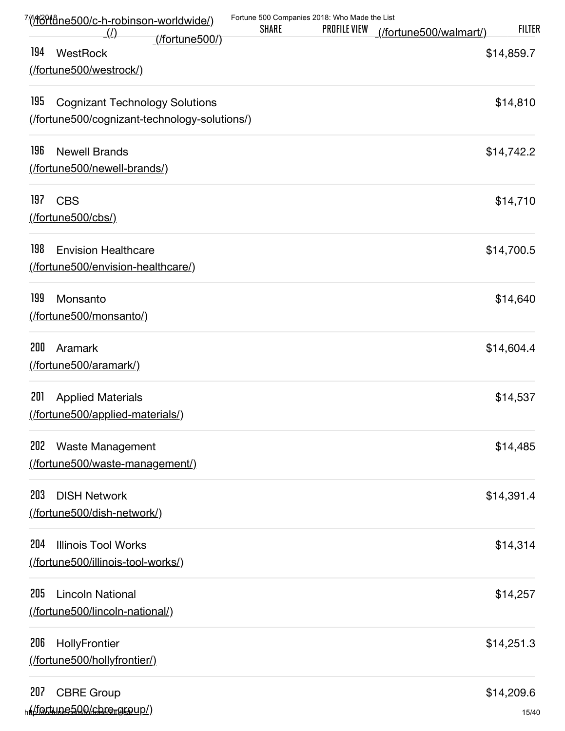194 WestRock (/fortune500/westrock/) $14,859.7

195 Cognizant Technology Solutions (/fortune500/cognizant-technology-solutions/) $14,810

196 Newell Brands (/fortune500/newell-brands/) $14,742.2

197 CBS (/fortune500/cbs/) $14,710

198 Envision Healthcare (/fortune500/envision-healthcare/) $14,700.5

199 Monsanto (/fortune500/monsanto/) $14,640

200 Aramark (/fortune500/aramark/) $14,604.4

201 Applied Materials (/fortune500/applied-materials/) $14,537

202 Waste Management (/fortune500/waste-management/) $14,485

203 DISH Network (/fortune500/dish-network/) $14,391.4

204 Illinois Tool Works (/fortune500/illinois-tool-works/) $14,314

205 Lincoln National (/fortune500/lincoln-national/) $14,257

206 HollyFrontier (/fortune500/hollyfrontier/) $14,251.3

207 CBRE Group (/fortune500/cbre-group/) $14,209.6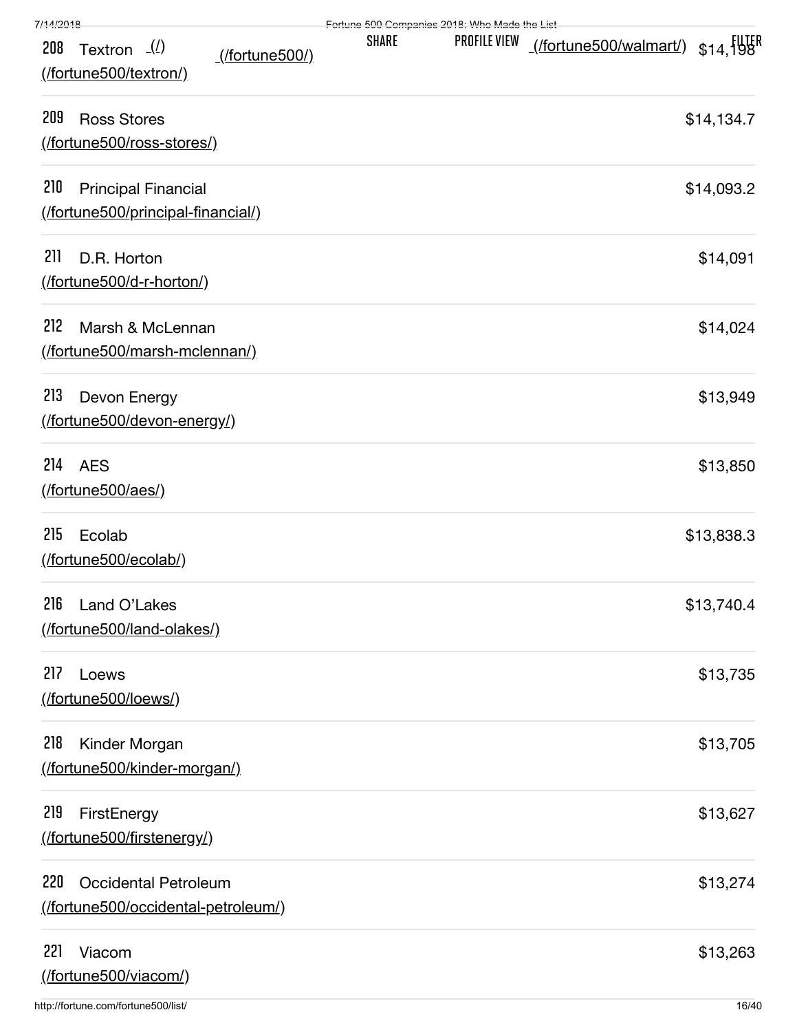| Rank | Company | Revenue |
|---|---|---|
| 208 | Textron (/fortune500/textron/) | $14,198 |
| 209 | Ross Stores (/fortune500/ross-stores/) | $14,134.7 |
| 210 | Principal Financial (/fortune500/principal-financial/) | $14,093.2 |
| 211 | D.R. Horton (/fortune500/d-r-horton/) | $14,091 |
| 212 | Marsh & McLennan (/fortune500/marsh-mclennan/) | $14,024 |
| 213 | Devon Energy (/fortune500/devon-energy/) | $13,949 |
| 214 | AES (/fortune500/aes/) | $13,850 |
| 215 | Ecolab (/fortune500/ecolab/) | $13,838.3 |
| 216 | Land O'Lakes (/fortune500/land-olakes/) | $13,740.4 |
| 217 | Loews (/fortune500/loews/) | $13,735 |
| 218 | Kinder Morgan (/fortune500/kinder-morgan/) | $13,705 |
| 219 | FirstEnergy (/fortune500/firstenergy/) | $13,627 |
| 220 | Occidental Petroleum (/fortune500/occidental-petroleum/) | $13,274 |
| 221 | Viacom (/fortune500/viacom/) | $13,263 |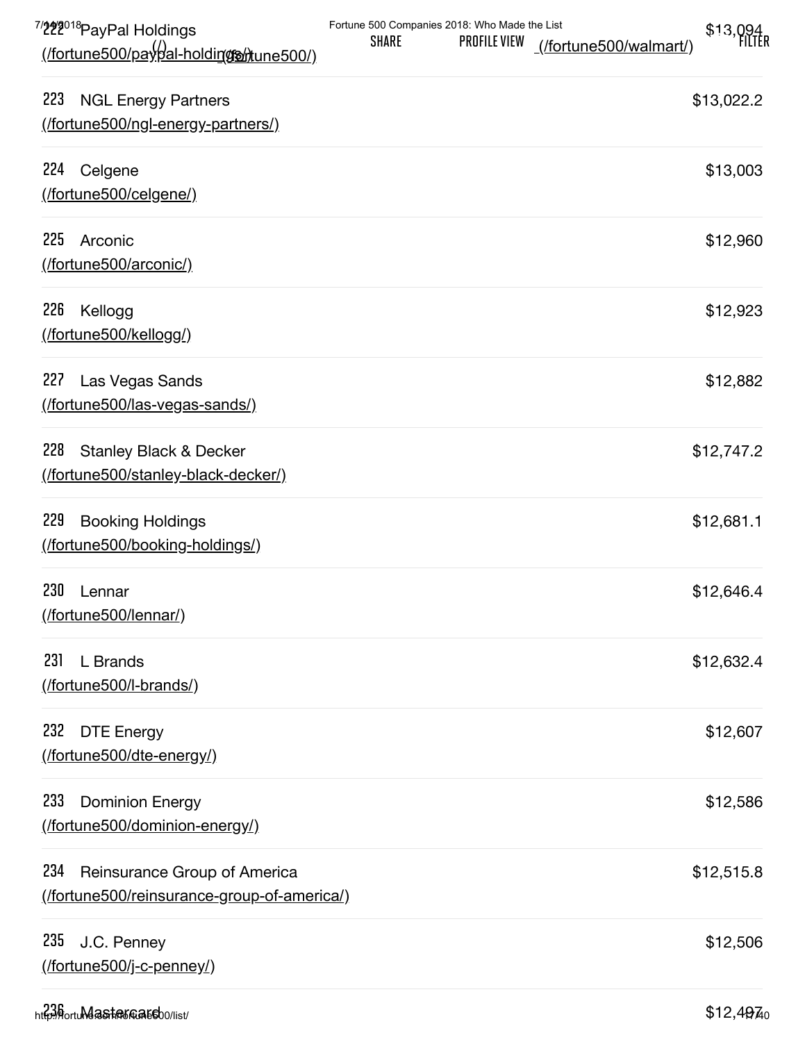222 PayPal Holdings
(/fortune500/paypal-holdings/)
$13,094

223 NGL Energy Partners
(/fortune500/ngl-energy-partners/)
$13,022.2

224 Celgene
(/fortune500/celgene/)
$13,003

225 Arconic
(/fortune500/arconic/)
$12,960

226 Kellogg
(/fortune500/kellogg/)
$12,923

227 Las Vegas Sands
(/fortune500/las-vegas-sands/)
$12,882

228 Stanley Black & Decker
(/fortune500/stanley-black-decker/)
$12,747.2

229 Booking Holdings
(/fortune500/booking-holdings/)
$12,681.1

230 Lennar
(/fortune500/lennar/)
$12,646.4

231 L Brands
(/fortune500/l-brands/)
$12,632.4

232 DTE Energy
(/fortune500/dte-energy/)
$12,607

233 Dominion Energy
(/fortune500/dominion-energy/)
$12,586

234 Reinsurance Group of America
(/fortune500/reinsurance-group-of-america/)
$12,515.8

235 J.C. Penney
(/fortune500/j-c-penney/)
$12,506

236 Mastercard
$12,497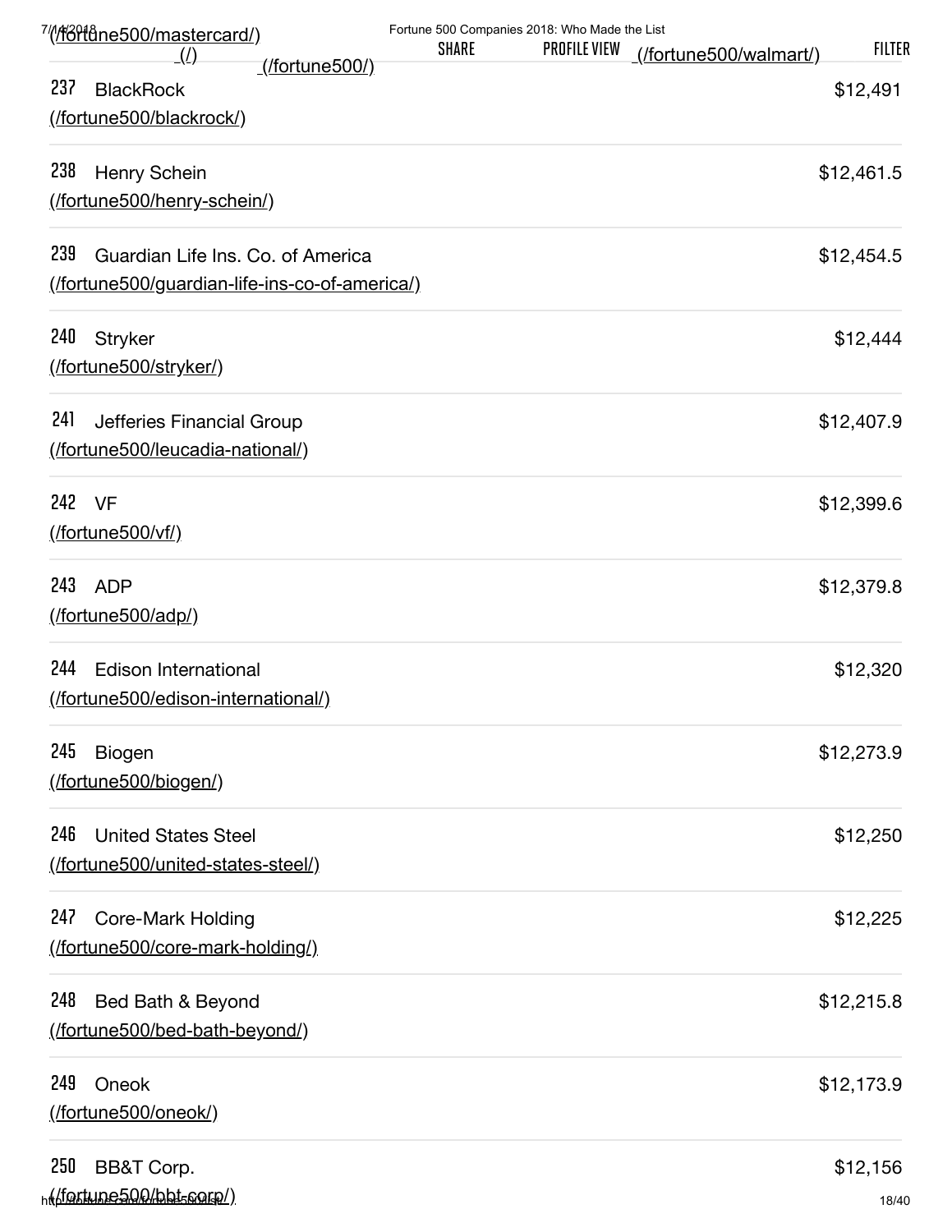237 BlackRock (/fortune500/blackrock/) $12,491

238 Henry Schein (/fortune500/henry-schein/) $12,461.5

239 Guardian Life Ins. Co. of America (/fortune500/guardian-life-ins-co-of-america/) $12,454.5

240 Stryker (/fortune500/stryker/) $12,444

241 Jefferies Financial Group (/fortune500/leucadia-national/) $12,407.9

242 VF (/fortune500/vf/) $12,399.6

243 ADP (/fortune500/adp/) $12,379.8

244 Edison International (/fortune500/edison-international/) $12,320

245 Biogen (/fortune500/biogen/) $12,273.9

246 United States Steel (/fortune500/united-states-steel/) $12,250

247 Core-Mark Holding (/fortune500/core-mark-holding/) $12,225

248 Bed Bath & Beyond (/fortune500/bed-bath-beyond/) $12,215.8

249 Oneok (/fortune500/oneok/) $12,173.9

250 BB&T Corp. (/fortune500/bbt-corp/) $12,156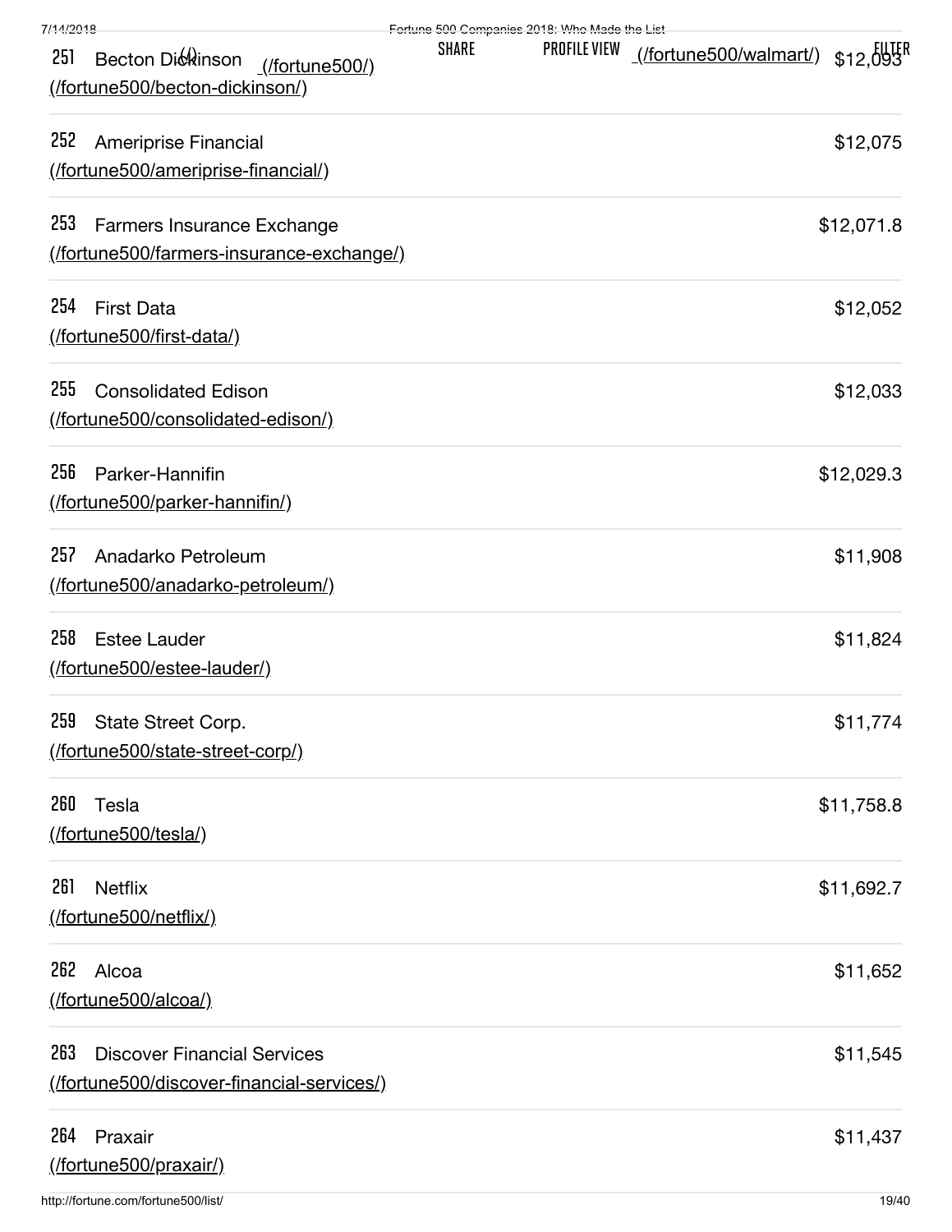| Rank | Company | Revenue |
|---|---|---|
| 251 | Becton Dickinson (/fortune500/becton-dickinson/) | $12,093 |
| 252 | Ameriprise Financial (/fortune500/ameriprise-financial/) | $12,075 |
| 253 | Farmers Insurance Exchange (/fortune500/farmers-insurance-exchange/) | $12,071.8 |
| 254 | First Data (/fortune500/first-data/) | $12,052 |
| 255 | Consolidated Edison (/fortune500/consolidated-edison/) | $12,033 |
| 256 | Parker-Hannifin (/fortune500/parker-hannifin/) | $12,029.3 |
| 257 | Anadarko Petroleum (/fortune500/anadarko-petroleum/) | $11,908 |
| 258 | Estee Lauder (/fortune500/estee-lauder/) | $11,824 |
| 259 | State Street Corp. (/fortune500/state-street-corp/) | $11,774 |
| 260 | Tesla (/fortune500/tesla/) | $11,758.8 |
| 261 | Netflix (/fortune500/netflix/) | $11,692.7 |
| 262 | Alcoa (/fortune500/alcoa/) | $11,652 |
| 263 | Discover Financial Services (/fortune500/discover-financial-services/) | $11,545 |
| 264 | Praxair (/fortune500/praxair/) | $11,437 |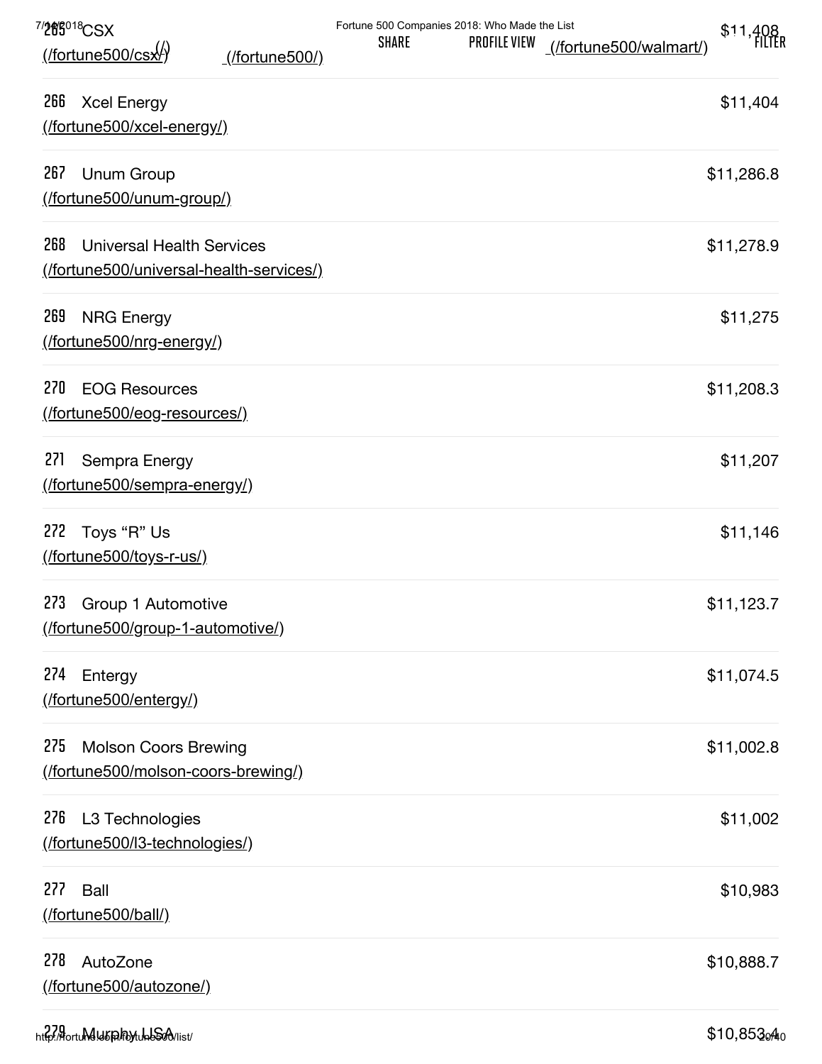265 CSX (/fortune500/csx/) $11,408

266 Xcel Energy (/fortune500/xcel-energy/) $11,404

267 Unum Group (/fortune500/unum-group/) $11,286.8

268 Universal Health Services (/fortune500/universal-health-services/) $11,278.9

269 NRG Energy (/fortune500/nrg-energy/) $11,275

270 EOG Resources (/fortune500/eog-resources/) $11,208.3

271 Sempra Energy (/fortune500/sempra-energy/) $11,207

272 Toys “R” Us (/fortune500/toys-r-us/) $11,146

273 Group 1 Automotive (/fortune500/group-1-automotive/) $11,123.7

274 Entergy (/fortune500/entergy/) $11,074.5

275 Molson Coors Brewing (/fortune500/molson-coors-brewing/) $11,002.8

276 L3 Technologies (/fortune500/l3-technologies/) $11,002

277 Ball (/fortune500/ball/) $10,983

278 AutoZone (/fortune500/autozone/) $10,888.7

279 Murphy USA $10,853.4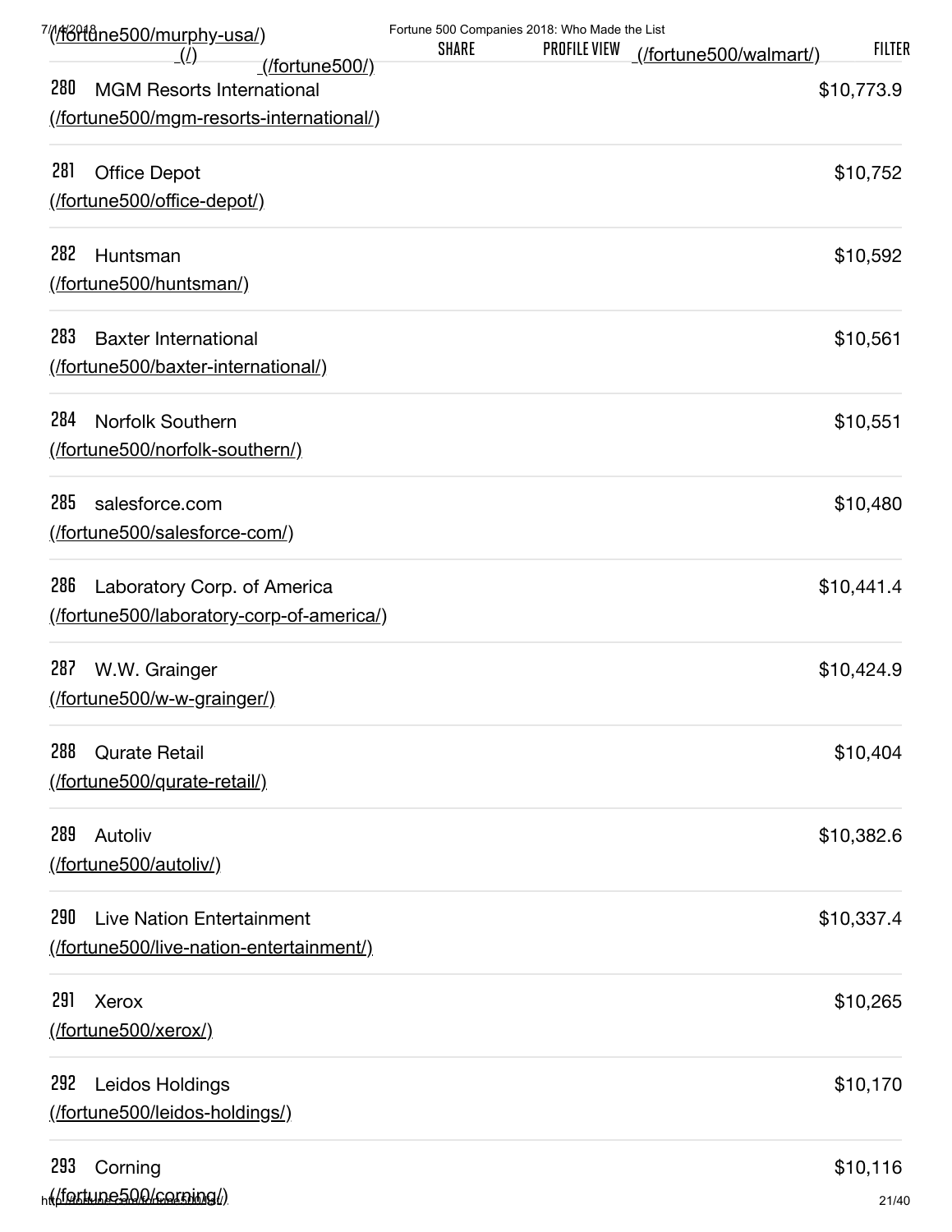280 MGM Resorts International (/fortune500/mgm-resorts-international/) $10,773.9

281 Office Depot (/fortune500/office-depot/) $10,752

282 Huntsman (/fortune500/huntsman/) $10,592

283 Baxter International (/fortune500/baxter-international/) $10,561

284 Norfolk Southern (/fortune500/norfolk-southern/) $10,551

285 salesforce.com (/fortune500/salesforce-com/) $10,480

286 Laboratory Corp. of America (/fortune500/laboratory-corp-of-america/) $10,441.4

287 W.W. Grainger (/fortune500/w-w-grainger/) $10,424.9

288 Qurate Retail (/fortune500/qurate-retail/) $10,404

289 Autoliv (/fortune500/autoliv/) $10,382.6

290 Live Nation Entertainment (/fortune500/live-nation-entertainment/) $10,337.4

291 Xerox (/fortune500/xerox/) $10,265

292 Leidos Holdings (/fortune500/leidos-holdings/) $10,170

293 Corning (/fortune500/corning/) $10,116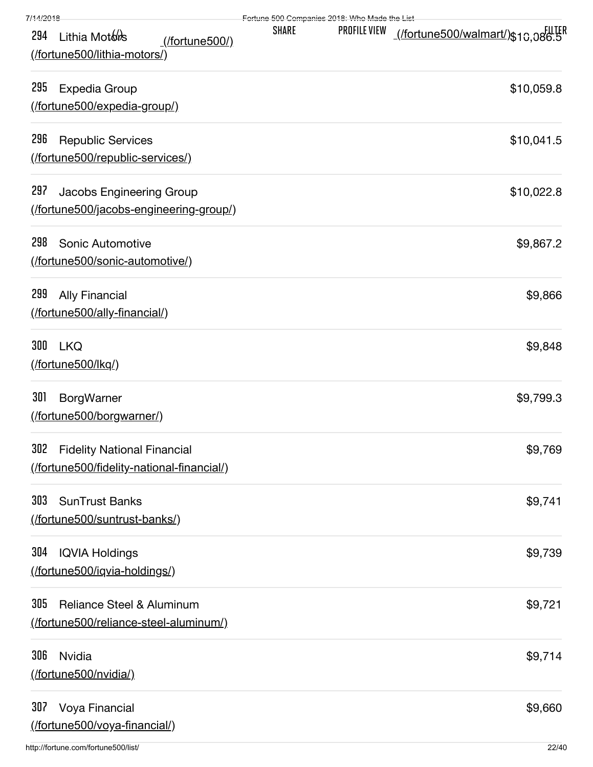294 Lithia Motors (/fortune500/lithia-motors/) $10,086.5

295 Expedia Group (/fortune500/expedia-group/) $10,059.8

296 Republic Services (/fortune500/republic-services/) $10,041.5

297 Jacobs Engineering Group (/fortune500/jacobs-engineering-group/) $10,022.8

298 Sonic Automotive (/fortune500/sonic-automotive/) $9,867.2

299 Ally Financial (/fortune500/ally-financial/) $9,866

300 LKQ (/fortune500/lkq/) $9,848

301 BorgWarner (/fortune500/borgwarner/) $9,799.3

302 Fidelity National Financial (/fortune500/fidelity-national-financial/) $9,769

303 SunTrust Banks (/fortune500/suntrust-banks/) $9,741

304 IQVIA Holdings (/fortune500/iqvia-holdings/) $9,739

305 Reliance Steel & Aluminum (/fortune500/reliance-steel-aluminum/) $9,721

306 Nvidia (/fortune500/nvidia/) $9,714

307 Voya Financial (/fortune500/voya-financial/) $9,660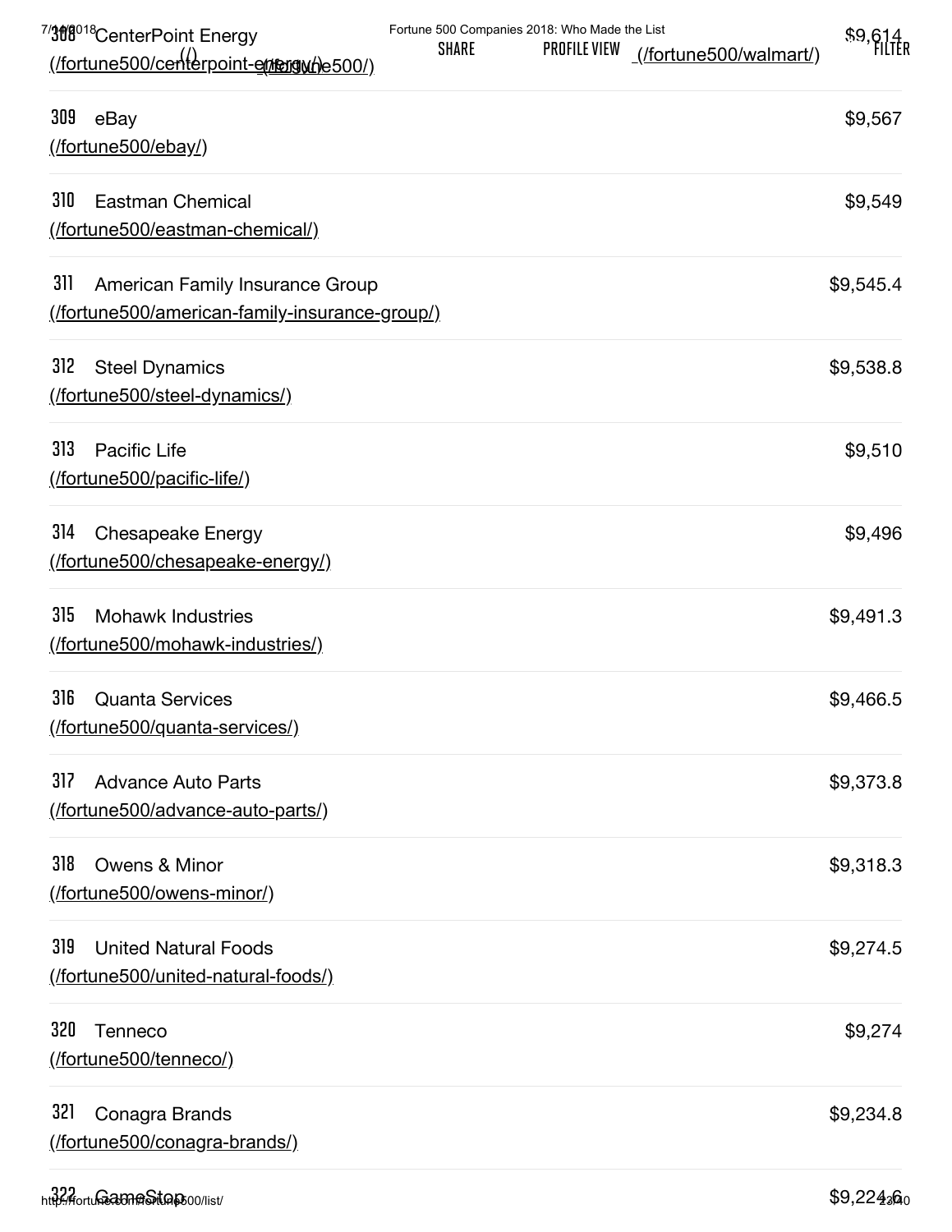308 CenterPoint Energy (/fortune500/centerpoint-energy/) $9,614

309 eBay (/fortune500/ebay/) $9,567

310 Eastman Chemical (/fortune500/eastman-chemical/) $9,549

311 American Family Insurance Group (/fortune500/american-family-insurance-group/) $9,545.4

312 Steel Dynamics (/fortune500/steel-dynamics/) $9,538.8

313 Pacific Life (/fortune500/pacific-life/) $9,510

314 Chesapeake Energy (/fortune500/chesapeake-energy/) $9,496

315 Mohawk Industries (/fortune500/mohawk-industries/) $9,491.3

316 Quanta Services (/fortune500/quanta-services/) $9,466.5

317 Advance Auto Parts (/fortune500/advance-auto-parts/) $9,373.8

318 Owens & Minor (/fortune500/owens-minor/) $9,318.3

319 United Natural Foods (/fortune500/united-natural-foods/) $9,274.5

320 Tenneco (/fortune500/tenneco/) $9,274

321 Conagra Brands (/fortune500/conagra-brands/) $9,234.8

322 GameStop $9,224.6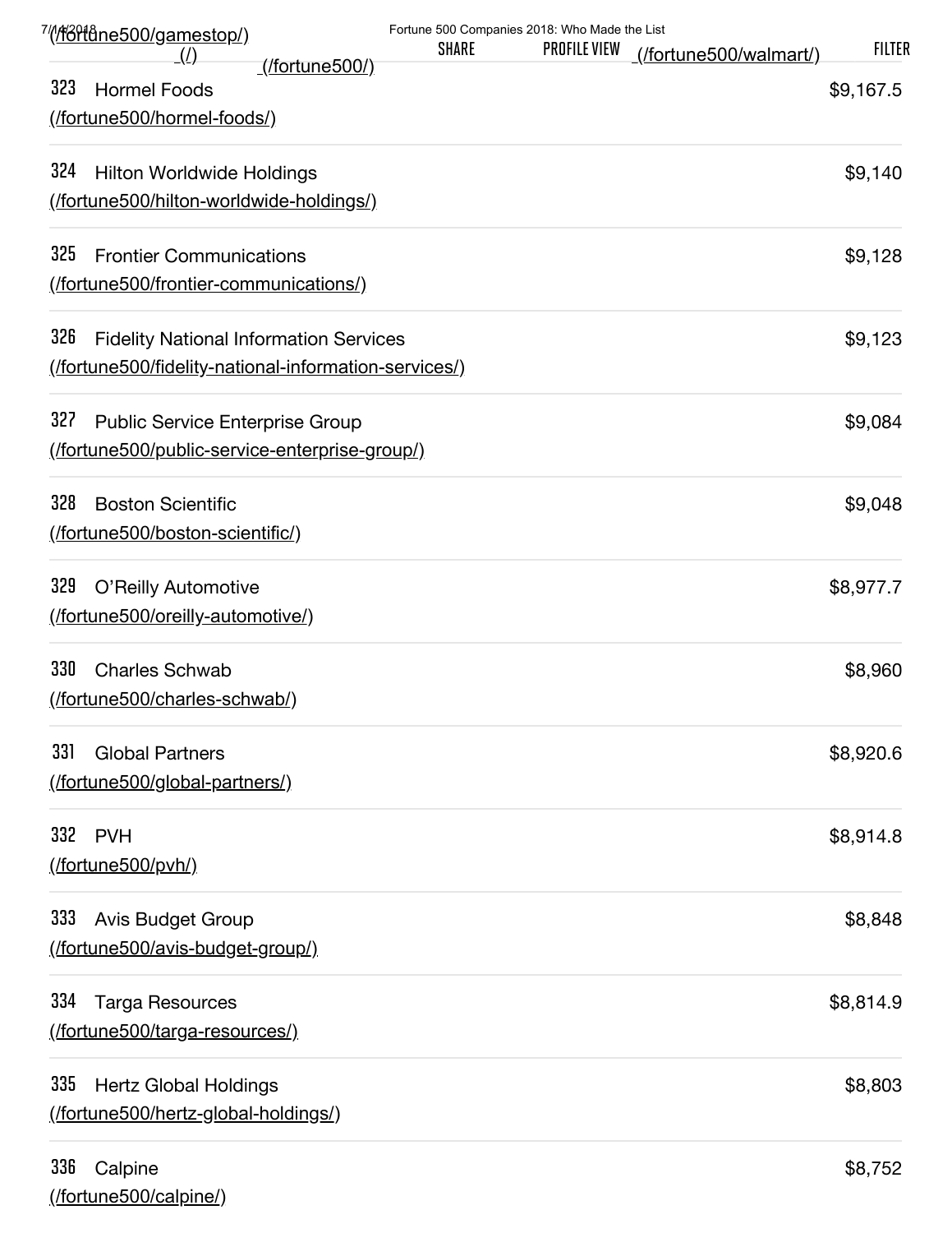| Rank | Company | Revenue |
|---|---|---|
| 323 | Hormel Foods (/fortune500/hormel-foods/) | $9,167.5 |
| 324 | Hilton Worldwide Holdings (/fortune500/hilton-worldwide-holdings/) | $9,140 |
| 325 | Frontier Communications (/fortune500/frontier-communications/) | $9,128 |
| 326 | Fidelity National Information Services (/fortune500/fidelity-national-information-services/) | $9,123 |
| 327 | Public Service Enterprise Group (/fortune500/public-service-enterprise-group/) | $9,084 |
| 328 | Boston Scientific (/fortune500/boston-scientific/) | $9,048 |
| 329 | O'Reilly Automotive (/fortune500/oreilly-automotive/) | $8,977.7 |
| 330 | Charles Schwab (/fortune500/charles-schwab/) | $8,960 |
| 331 | Global Partners (/fortune500/global-partners/) | $8,920.6 |
| 332 | PVH (/fortune500/pvh/) | $8,914.8 |
| 333 | Avis Budget Group (/fortune500/avis-budget-group/) | $8,848 |
| 334 | Targa Resources (/fortune500/targa-resources/) | $8,814.9 |
| 335 | Hertz Global Holdings (/fortune500/hertz-global-holdings/) | $8,803 |
| 336 | Calpine (/fortune500/calpine/) | $8,752 |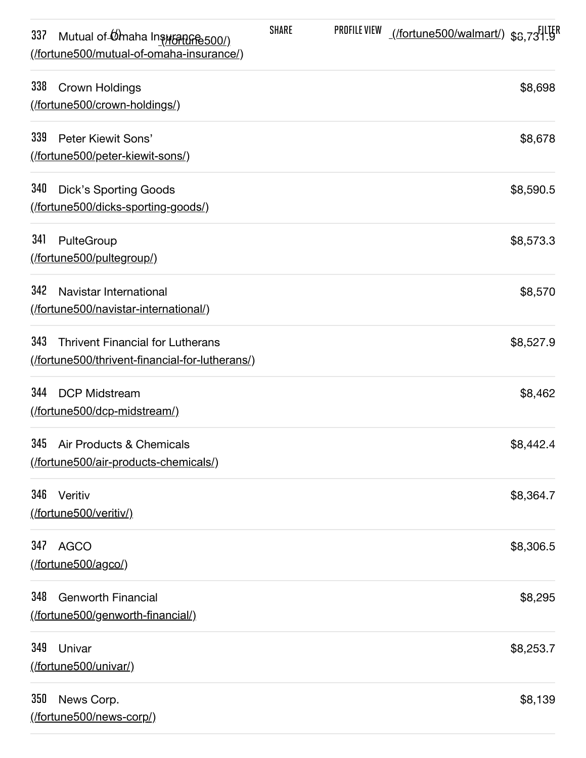337 Mutual of Omaha Insurance (/fortune500/mutual-of-omaha-insurance/) $8,731.9

338 Crown Holdings (/fortune500/crown-holdings/) $8,698

339 Peter Kiewit Sons' (/fortune500/peter-kiewit-sons/) $8,678

340 Dick's Sporting Goods (/fortune500/dicks-sporting-goods/) $8,590.5

341 PulteGroup (/fortune500/pultegroup/) $8,573.3

342 Navistar International (/fortune500/navistar-international/) $8,570

343 Thrivent Financial for Lutherans (/fortune500/thrivent-financial-for-lutherans/) $8,527.9

344 DCP Midstream (/fortune500/dcp-midstream/) $8,462

345 Air Products & Chemicals (/fortune500/air-products-chemicals/) $8,442.4

346 Veritiv (/fortune500/veritiv/) $8,364.7

347 AGCO (/fortune500/agco/) $8,306.5

348 Genworth Financial (/fortune500/genworth-financial/) $8,295

349 Univar (/fortune500/univar/) $8,253.7

350 News Corp. (/fortune500/news-corp/) $8,139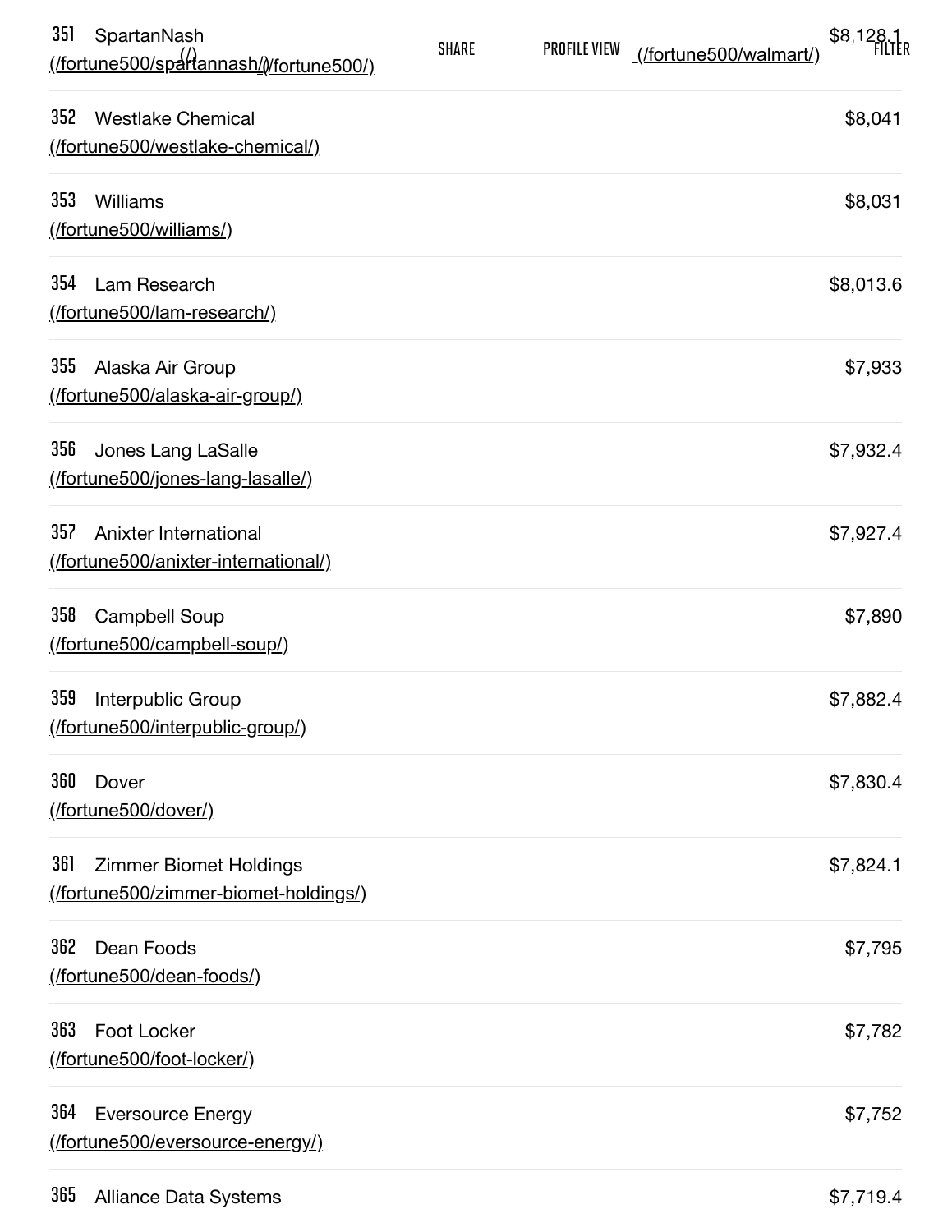| Rank | Company | Revenue |
| --- | --- | --- |
| 351 | SpartanNash (/fortune500/spartannash/) | $8,128.1 |
| 352 | Westlake Chemical (/fortune500/westlake-chemical/) | $8,041 |
| 353 | Williams (/fortune500/williams/) | $8,031 |
| 354 | Lam Research (/fortune500/lam-research/) | $8,013.6 |
| 355 | Alaska Air Group (/fortune500/alaska-air-group/) | $7,933 |
| 356 | Jones Lang LaSalle (/fortune500/jones-lang-lasalle/) | $7,932.4 |
| 357 | Anixter International (/fortune500/anixter-international/) | $7,927.4 |
| 358 | Campbell Soup (/fortune500/campbell-soup/) | $7,890 |
| 359 | Interpublic Group (/fortune500/interpublic-group/) | $7,882.4 |
| 360 | Dover (/fortune500/dover/) | $7,830.4 |
| 361 | Zimmer Biomet Holdings (/fortune500/zimmer-biomet-holdings/) | $7,824.1 |
| 362 | Dean Foods (/fortune500/dean-foods/) | $7,795 |
| 363 | Foot Locker (/fortune500/foot-locker/) | $7,782 |
| 364 | Eversource Energy (/fortune500/eversource-energy/) | $7,752 |
| 365 | Alliance Data Systems | $7,719.4 |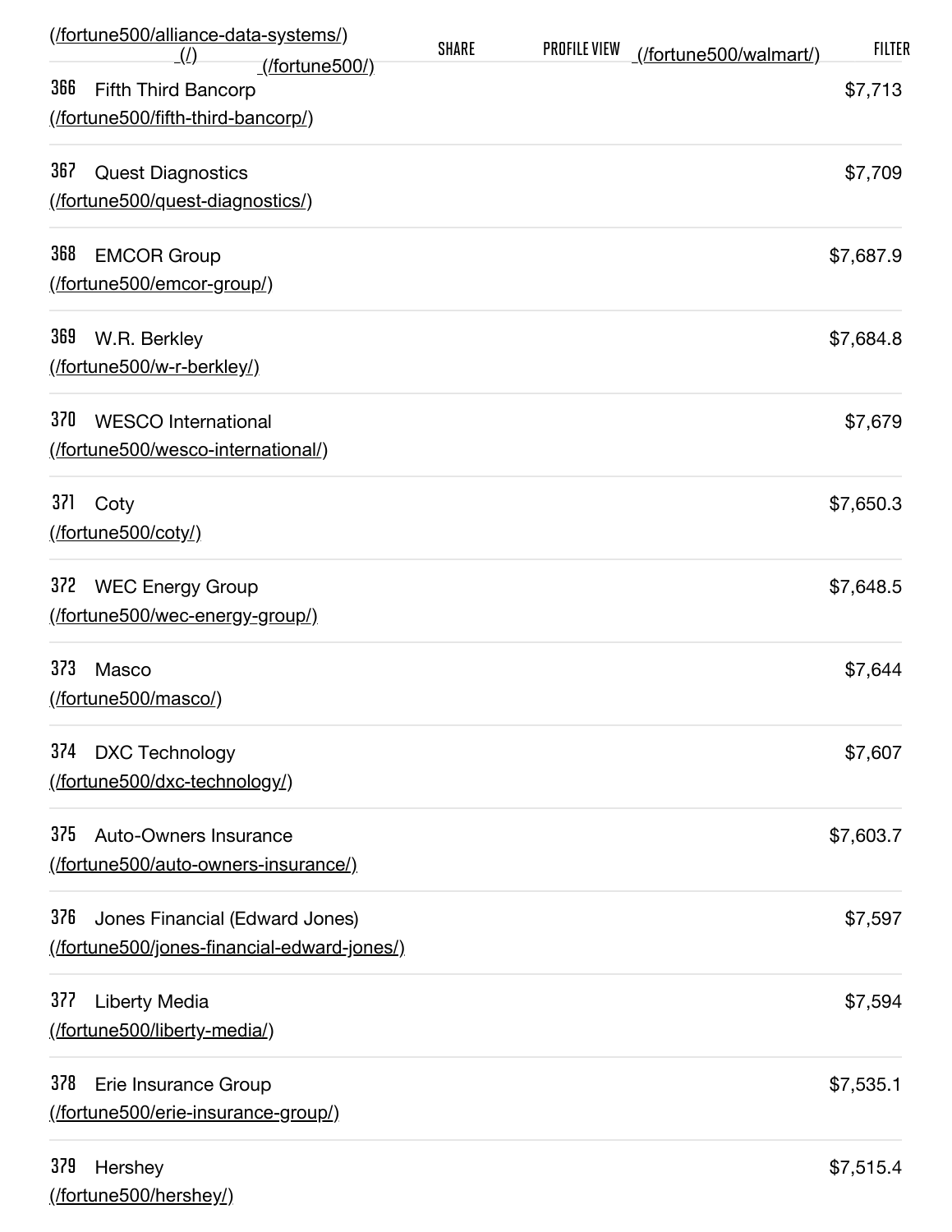(/fortune500/alliance-data-systems/) (/) (/fortune500/) SHARE PROFILE VIEW (/fortune500/walmart/) FILTER

| Rank | Company | Revenue |
|---|---|---|
| 366 | Fifth Third Bancorp (/fortune500/fifth-third-bancorp/) | $7,713 |
| 367 | Quest Diagnostics (/fortune500/quest-diagnostics/) | $7,709 |
| 368 | EMCOR Group (/fortune500/emcor-group/) | $7,687.9 |
| 369 | W.R. Berkley (/fortune500/w-r-berkley/) | $7,684.8 |
| 370 | WESCO International (/fortune500/wesco-international/) | $7,679 |
| 371 | Coty (/fortune500/coty/) | $7,650.3 |
| 372 | WEC Energy Group (/fortune500/wec-energy-group/) | $7,648.5 |
| 373 | Masco (/fortune500/masco/) | $7,644 |
| 374 | DXC Technology (/fortune500/dxc-technology/) | $7,607 |
| 375 | Auto-Owners Insurance (/fortune500/auto-owners-insurance/) | $7,603.7 |
| 376 | Jones Financial (Edward Jones) (/fortune500/jones-financial-edward-jones/) | $7,597 |
| 377 | Liberty Media (/fortune500/liberty-media/) | $7,594 |
| 378 | Erie Insurance Group (/fortune500/erie-insurance-group/) | $7,535.1 |
| 379 | Hershey (/fortune500/hershey/) | $7,515.4 |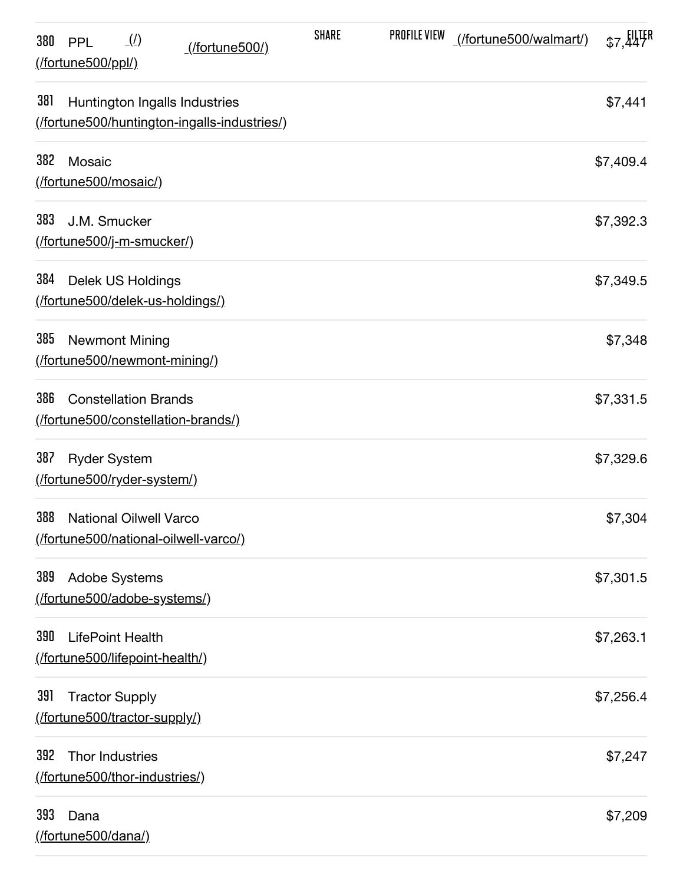380 PPL (/fortune500/ppl/) $7,447

381 Huntington Ingalls Industries (/fortune500/huntington-ingalls-industries/) $7,441

382 Mosaic (/fortune500/mosaic/) $7,409.4

383 J.M. Smucker (/fortune500/j-m-smucker/) $7,392.3

384 Delek US Holdings (/fortune500/delek-us-holdings/) $7,349.5

385 Newmont Mining (/fortune500/newmont-mining/) $7,348

386 Constellation Brands (/fortune500/constellation-brands/) $7,331.5

387 Ryder System (/fortune500/ryder-system/) $7,329.6

388 National Oilwell Varco (/fortune500/national-oilwell-varco/) $7,304

389 Adobe Systems (/fortune500/adobe-systems/) $7,301.5

390 LifePoint Health (/fortune500/lifepoint-health/) $7,263.1

391 Tractor Supply (/fortune500/tractor-supply/) $7,256.4

392 Thor Industries (/fortune500/thor-industries/) $7,247

393 Dana (/fortune500/dana/) $7,209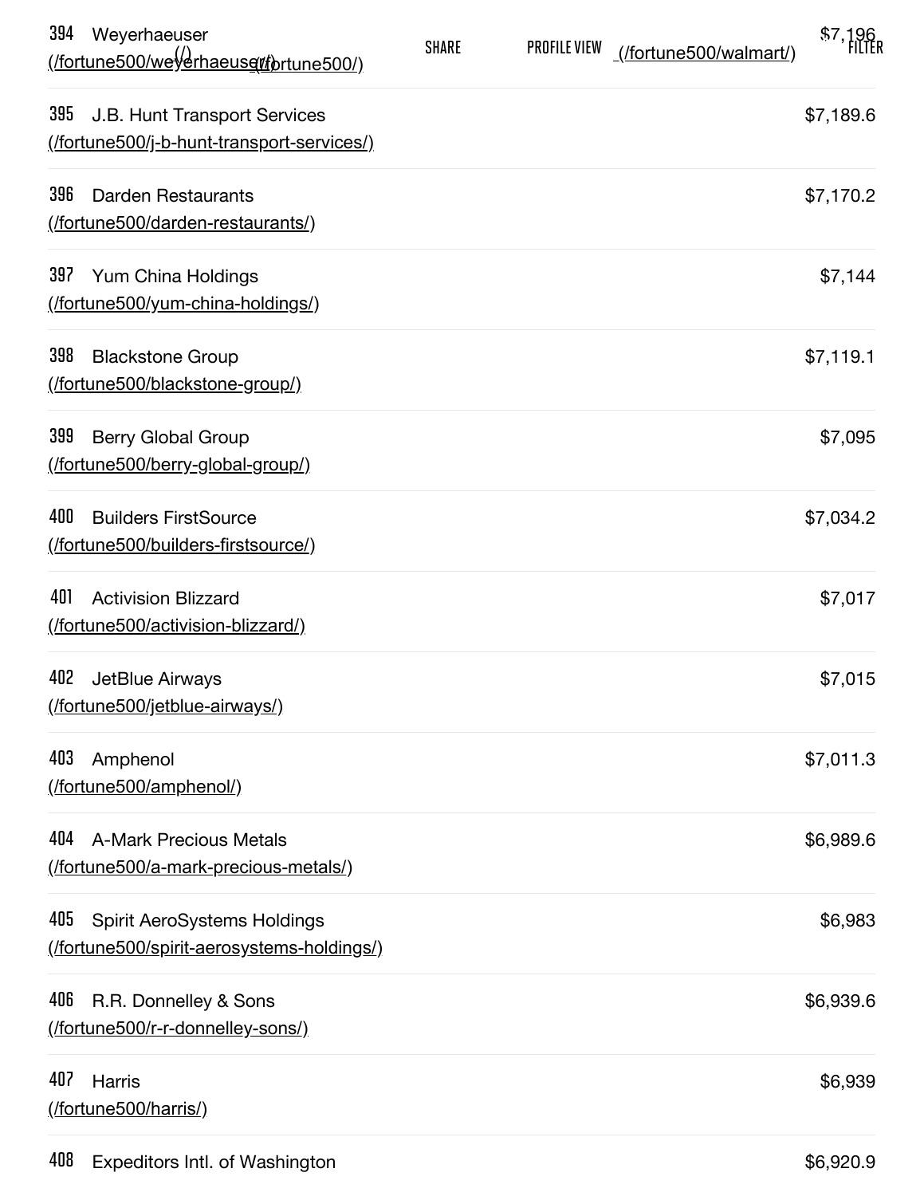394 Weyerhaeuser (/fortune500/weyerhaeuser/) $7,196

395 J.B. Hunt Transport Services (/fortune500/j-b-hunt-transport-services/) $7,189.6

396 Darden Restaurants (/fortune500/darden-restaurants/) $7,170.2

397 Yum China Holdings (/fortune500/yum-china-holdings/) $7,144

398 Blackstone Group (/fortune500/blackstone-group/) $7,119.1

399 Berry Global Group (/fortune500/berry-global-group/) $7,095

400 Builders FirstSource (/fortune500/builders-firstsource/) $7,034.2

401 Activision Blizzard (/fortune500/activision-blizzard/) $7,017

402 JetBlue Airways (/fortune500/jetblue-airways/) $7,015

403 Amphenol (/fortune500/amphenol/) $7,011.3

404 A-Mark Precious Metals (/fortune500/a-mark-precious-metals/) $6,989.6

405 Spirit AeroSystems Holdings (/fortune500/spirit-aerosystems-holdings/) $6,983

406 R.R. Donnelley & Sons (/fortune500/r-r-donnelley-sons/) $6,939.6

407 Harris (/fortune500/harris/) $6,939

408 Expeditors Intl. of Washington $6,920.9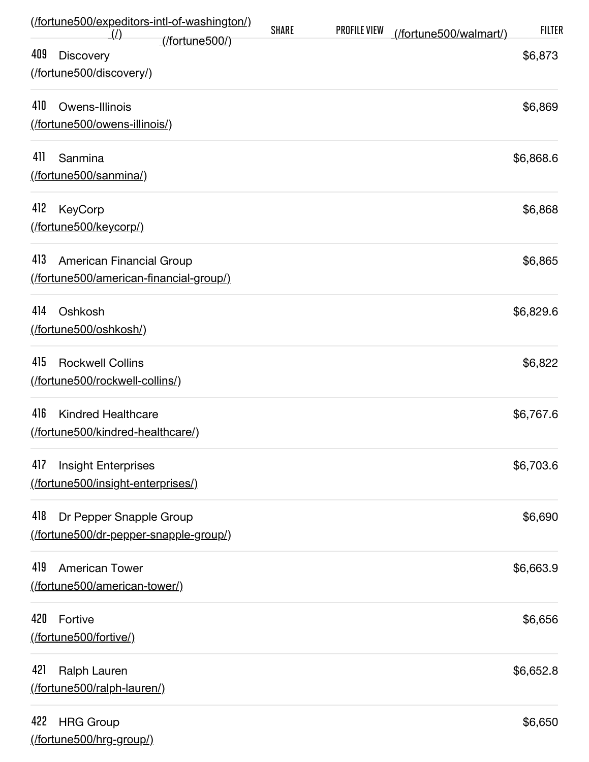| Rank | Company | Revenue |
|---|---|---|
| 409 | Discovery (/fortune500/discovery/) | $6,873 |
| 410 | Owens-Illinois (/fortune500/owens-illinois/) | $6,869 |
| 411 | Sanmina (/fortune500/sanmina/) | $6,868.6 |
| 412 | KeyCorp (/fortune500/keycorp/) | $6,868 |
| 413 | American Financial Group (/fortune500/american-financial-group/) | $6,865 |
| 414 | Oshkosh (/fortune500/oshkosh/) | $6,829.6 |
| 415 | Rockwell Collins (/fortune500/rockwell-collins/) | $6,822 |
| 416 | Kindred Healthcare (/fortune500/kindred-healthcare/) | $6,767.6 |
| 417 | Insight Enterprises (/fortune500/insight-enterprises/) | $6,703.6 |
| 418 | Dr Pepper Snapple Group (/fortune500/dr-pepper-snapple-group/) | $6,690 |
| 419 | American Tower (/fortune500/american-tower/) | $6,663.9 |
| 420 | Fortive (/fortune500/fortive/) | $6,656 |
| 421 | Ralph Lauren (/fortune500/ralph-lauren/) | $6,652.8 |
| 422 | HRG Group (/fortune500/hrg-group/) | $6,650 |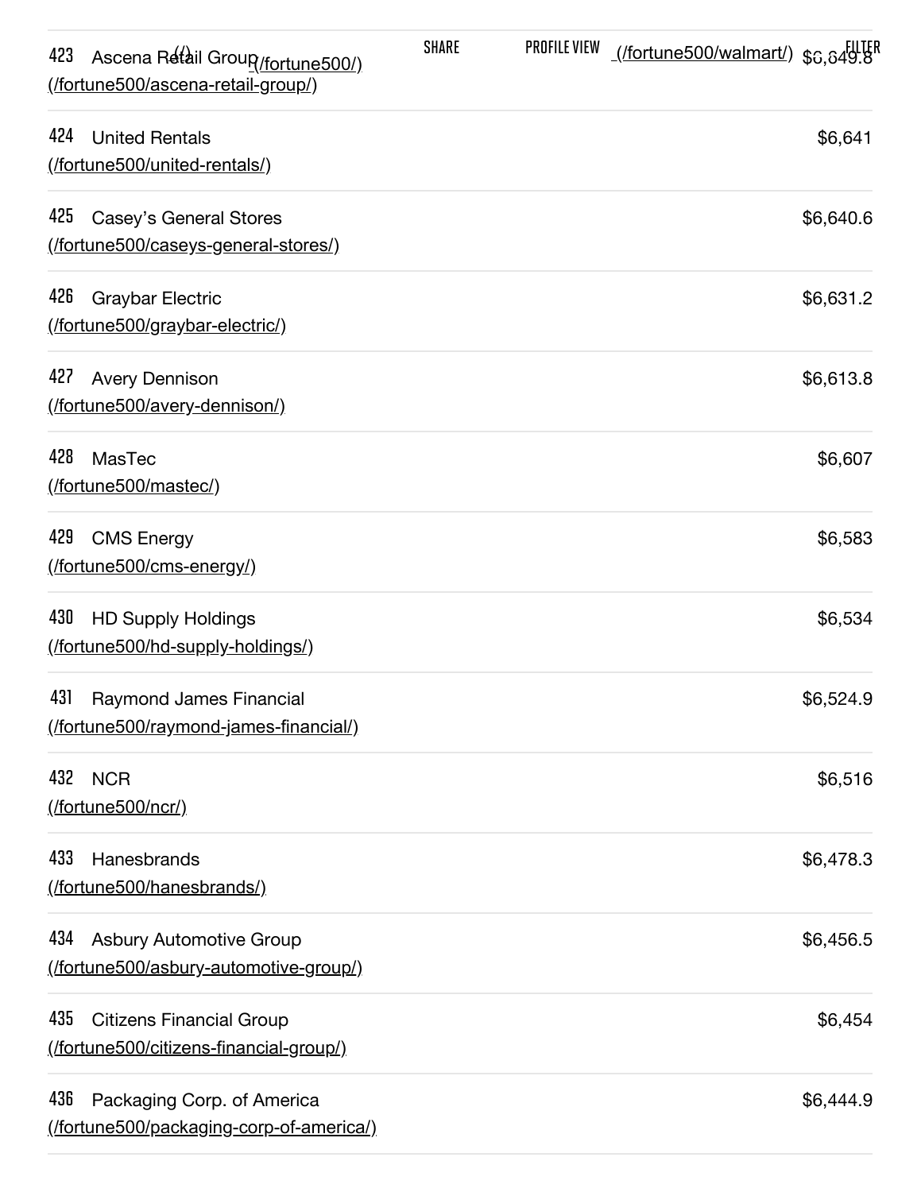| Rank | Company | Revenue |
|---|---|---|
| 423 | Ascena Retail Group (/fortune500/ascena-retail-group/) | $6,649.8 |
| 424 | United Rentals (/fortune500/united-rentals/) | $6,641 |
| 425 | Casey’s General Stores (/fortune500/caseys-general-stores/) | $6,640.6 |
| 426 | Graybar Electric (/fortune500/graybar-electric/) | $6,631.2 |
| 427 | Avery Dennison (/fortune500/avery-dennison/) | $6,613.8 |
| 428 | MasTec (/fortune500/mastec/) | $6,607 |
| 429 | CMS Energy (/fortune500/cms-energy/) | $6,583 |
| 430 | HD Supply Holdings (/fortune500/hd-supply-holdings/) | $6,534 |
| 431 | Raymond James Financial (/fortune500/raymond-james-financial/) | $6,524.9 |
| 432 | NCR (/fortune500/ncr/) | $6,516 |
| 433 | Hanesbrands (/fortune500/hanesbrands/) | $6,478.3 |
| 434 | Asbury Automotive Group (/fortune500/asbury-automotive-group/) | $6,456.5 |
| 435 | Citizens Financial Group (/fortune500/citizens-financial-group/) | $6,454 |
| 436 | Packaging Corp. of America (/fortune500/packaging-corp-of-america/) | $6,444.9 |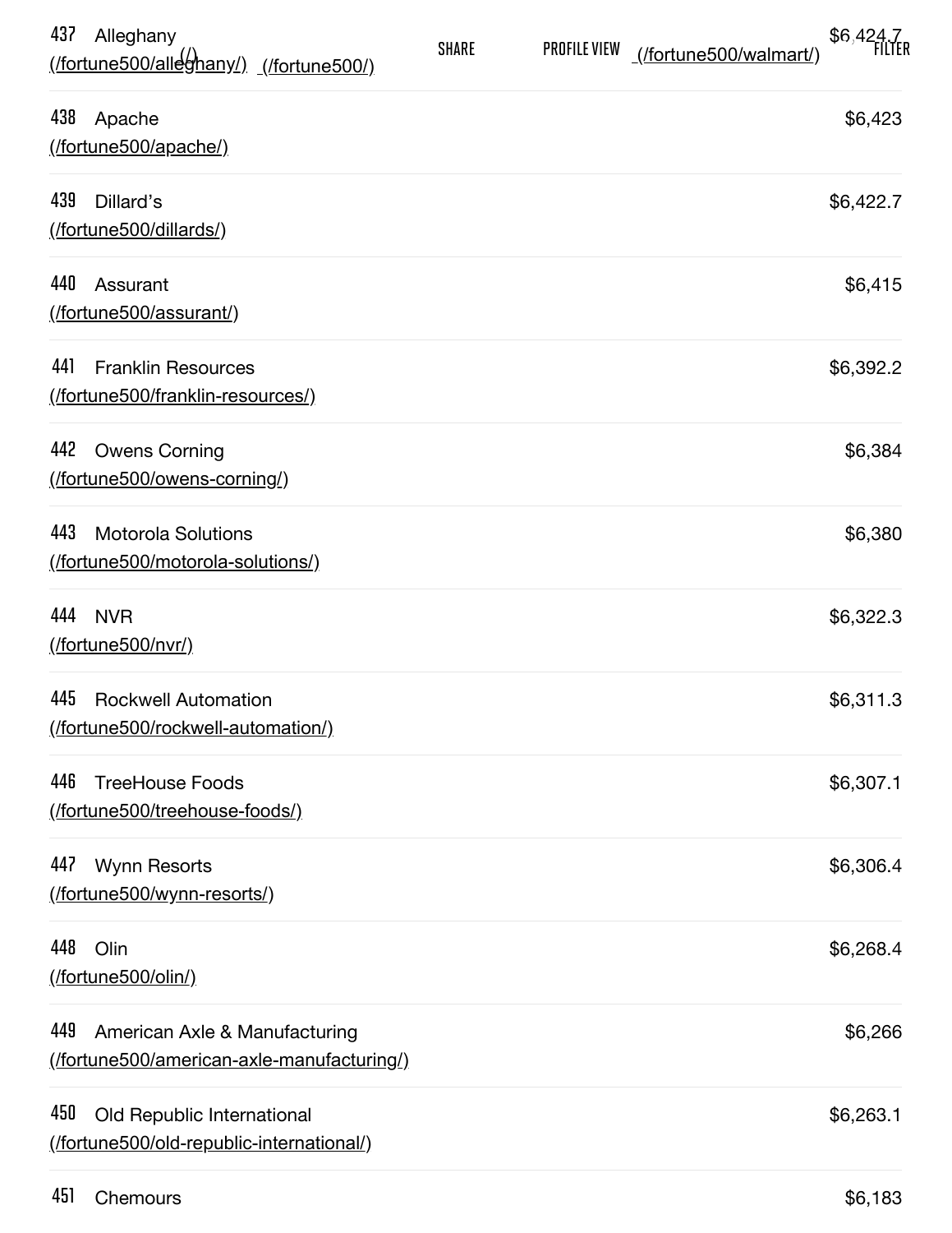437 Alleghany
(/fortune500/alleghany/) $6,424.7

438 Apache
(/fortune500/apache/) $6,423

439 Dillard's
(/fortune500/dillards/) $6,422.7

440 Assurant
(/fortune500/assurant/) $6,415

441 Franklin Resources
(/fortune500/franklin-resources/) $6,392.2

442 Owens Corning
(/fortune500/owens-corning/) $6,384

443 Motorola Solutions
(/fortune500/motorola-solutions/) $6,380

444 NVR
(/fortune500/nvr/) $6,322.3

445 Rockwell Automation
(/fortune500/rockwell-automation/) $6,311.3

446 TreeHouse Foods
(/fortune500/treehouse-foods/) $6,307.1

447 Wynn Resorts
(/fortune500/wynn-resorts/) $6,306.4

448 Olin
(/fortune500/olin/) $6,268.4

449 American Axle & Manufacturing
(/fortune500/american-axle-manufacturing/) $6,266

450 Old Republic International
(/fortune500/old-republic-international/) $6,263.1

451 Chemours $6,183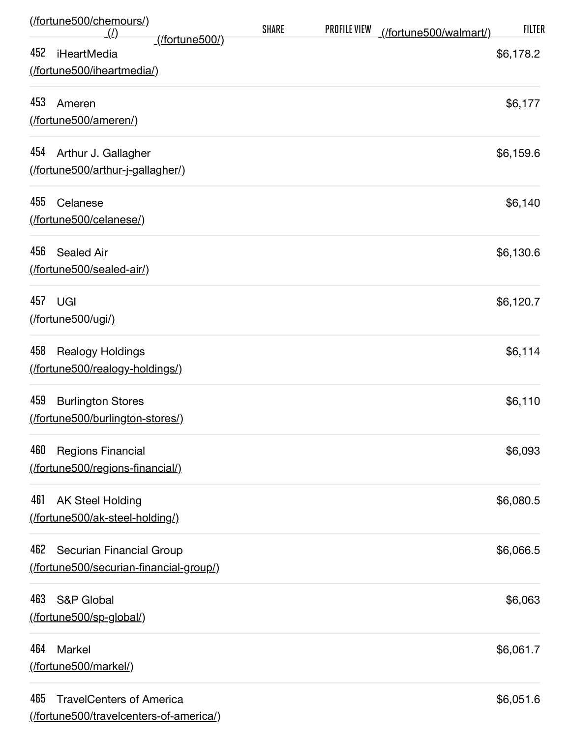[(/fortune500/chemours/)](/fortune500/chemours/) [(/)](/) [(/fortune500/)](/fortune500/) SHARE PROFILE VIEW [(/fortune500/walmart/)](/fortune500/walmart/) FILTER

| Rank | Company | Revenue |
|---|---|---|
| 452 | iHeartMedia (/fortune500/iheartmedia/) | $6,178.2 |
| 453 | Ameren (/fortune500/ameren/) | $6,177 |
| 454 | Arthur J. Gallagher (/fortune500/arthur-j-gallagher/) | $6,159.6 |
| 455 | Celanese (/fortune500/celanese/) | $6,140 |
| 456 | Sealed Air (/fortune500/sealed-air/) | $6,130.6 |
| 457 | UGI (/fortune500/ugi/) | $6,120.7 |
| 458 | Realogy Holdings (/fortune500/realogy-holdings/) | $6,114 |
| 459 | Burlington Stores (/fortune500/burlington-stores/) | $6,110 |
| 460 | Regions Financial (/fortune500/regions-financial/) | $6,093 |
| 461 | AK Steel Holding (/fortune500/ak-steel-holding/) | $6,080.5 |
| 462 | Securian Financial Group (/fortune500/securian-financial-group/) | $6,066.5 |
| 463 | S&P Global (/fortune500/sp-global/) | $6,063 |
| 464 | Markel (/fortune500/markel/) | $6,061.7 |
| 465 | TravelCenters of America (/fortune500/travelcenters-of-america/) | $6,051.6 |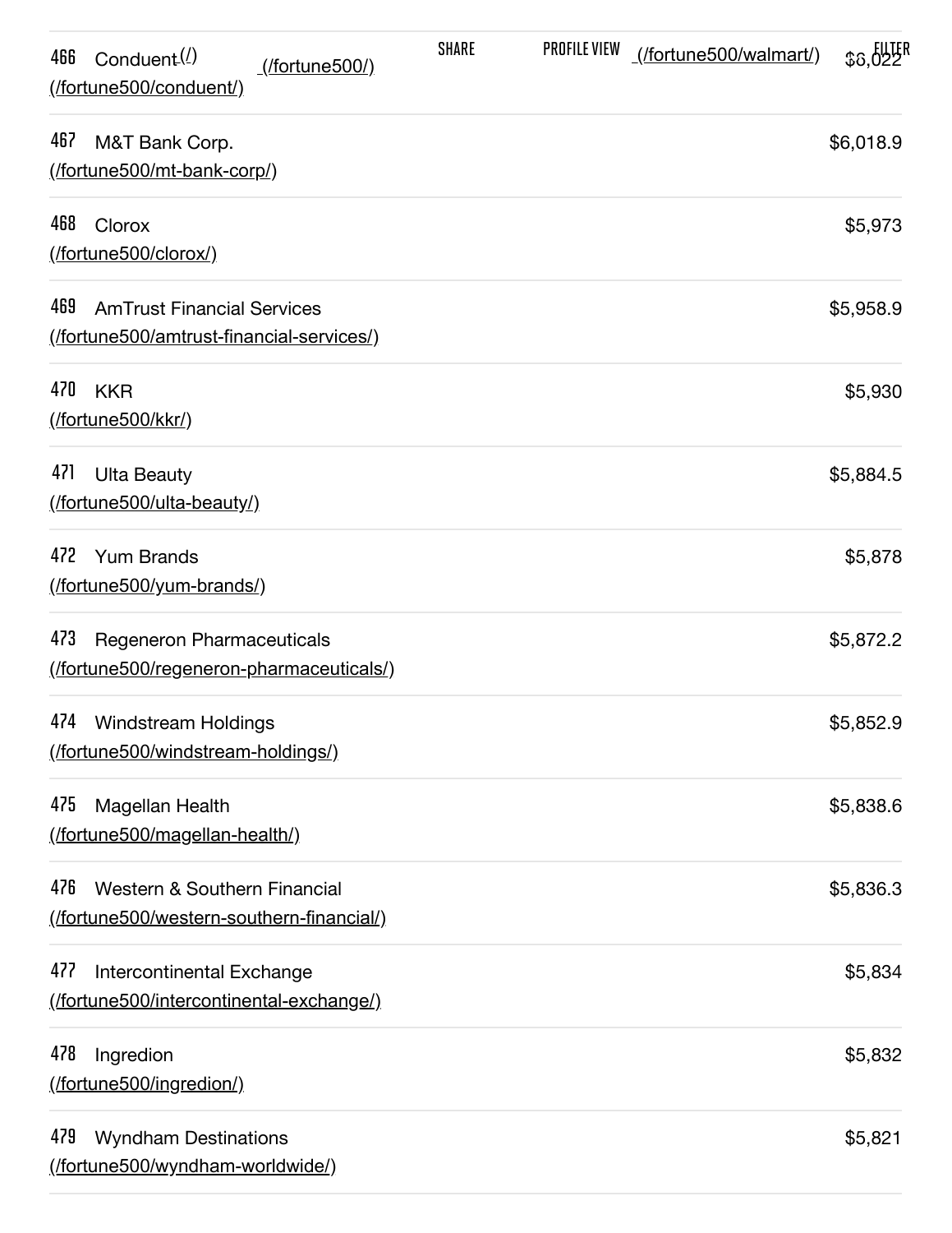| Rank | Company | Revenues ($M) |
|---|---|---|
| 466 | Conduent (/fortune500/conduent/) | $6,022 |
| 467 | M&T Bank Corp. (/fortune500/mt-bank-corp/) | $6,018.9 |
| 468 | Clorox (/fortune500/clorox/) | $5,973 |
| 469 | AmTrust Financial Services (/fortune500/amtrust-financial-services/) | $5,958.9 |
| 470 | KKR (/fortune500/kkr/) | $5,930 |
| 471 | Ulta Beauty (/fortune500/ulta-beauty/) | $5,884.5 |
| 472 | Yum Brands (/fortune500/yum-brands/) | $5,878 |
| 473 | Regeneron Pharmaceuticals (/fortune500/regeneron-pharmaceuticals/) | $5,872.2 |
| 474 | Windstream Holdings (/fortune500/windstream-holdings/) | $5,852.9 |
| 475 | Magellan Health (/fortune500/magellan-health/) | $5,838.6 |
| 476 | Western & Southern Financial (/fortune500/western-southern-financial/) | $5,836.3 |
| 477 | Intercontinental Exchange (/fortune500/intercontinental-exchange/) | $5,834 |
| 478 | Ingredion (/fortune500/ingredion/) | $5,832 |
| 479 | Wyndham Destinations (/fortune500/wyndham-worldwide/) | $5,821 |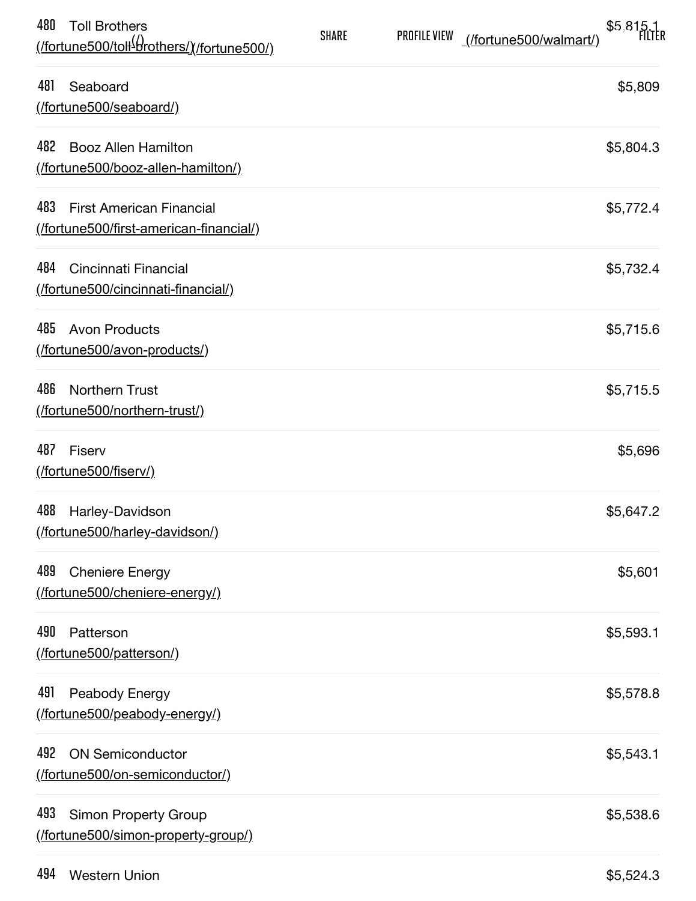| Rank | Company | Revenues ($M) |
|---|---|---|
| 480 | Toll Brothers (/fortune500/toll-brothers/) | $5,815.1 |
| 481 | Seaboard (/fortune500/seaboard/) | $5,809 |
| 482 | Booz Allen Hamilton (/fortune500/booz-allen-hamilton/) | $5,804.3 |
| 483 | First American Financial (/fortune500/first-american-financial/) | $5,772.4 |
| 484 | Cincinnati Financial (/fortune500/cincinnati-financial/) | $5,732.4 |
| 485 | Avon Products (/fortune500/avon-products/) | $5,715.6 |
| 486 | Northern Trust (/fortune500/northern-trust/) | $5,715.5 |
| 487 | Fiserv (/fortune500/fiserv/) | $5,696 |
| 488 | Harley-Davidson (/fortune500/harley-davidson/) | $5,647.2 |
| 489 | Cheniere Energy (/fortune500/cheniere-energy/) | $5,601 |
| 490 | Patterson (/fortune500/patterson/) | $5,593.1 |
| 491 | Peabody Energy (/fortune500/peabody-energy/) | $5,578.8 |
| 492 | ON Semiconductor (/fortune500/on-semiconductor/) | $5,543.1 |
| 493 | Simon Property Group (/fortune500/simon-property-group/) | $5,538.6 |
| 494 | Western Union | $5,524.3 |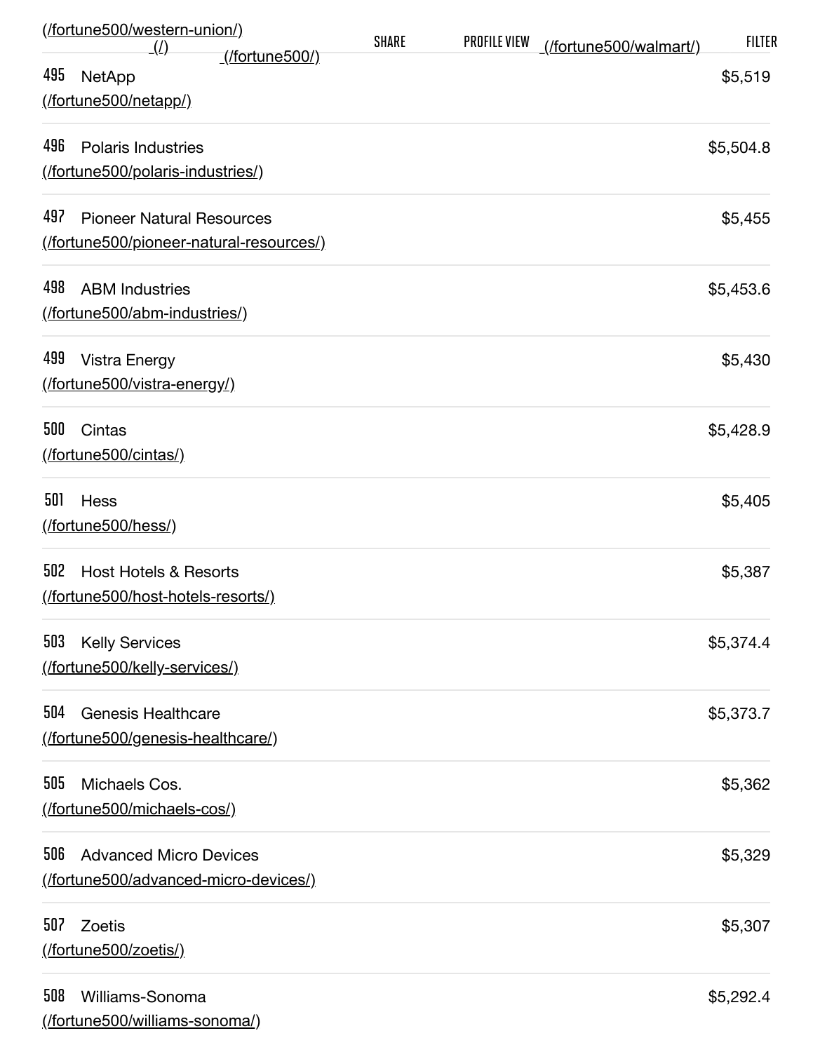495 NetApp (/fortune500/netapp/) $5,519

496 Polaris Industries (/fortune500/polaris-industries/) $5,504.8

497 Pioneer Natural Resources (/fortune500/pioneer-natural-resources/) $5,455

498 ABM Industries (/fortune500/abm-industries/) $5,453.6

499 Vistra Energy (/fortune500/vistra-energy/) $5,430

500 Cintas (/fortune500/cintas/) $5,428.9

501 Hess (/fortune500/hess/) $5,405

502 Host Hotels & Resorts (/fortune500/host-hotels-resorts/) $5,387

503 Kelly Services (/fortune500/kelly-services/) $5,374.4

504 Genesis Healthcare (/fortune500/genesis-healthcare/) $5,373.7

505 Michaels Cos. (/fortune500/michaels-cos/) $5,362

506 Advanced Micro Devices (/fortune500/advanced-micro-devices/) $5,329

507 Zoetis (/fortune500/zoetis/) $5,307

508 Williams-Sonoma (/fortune500/williams-sonoma/) $5,292.4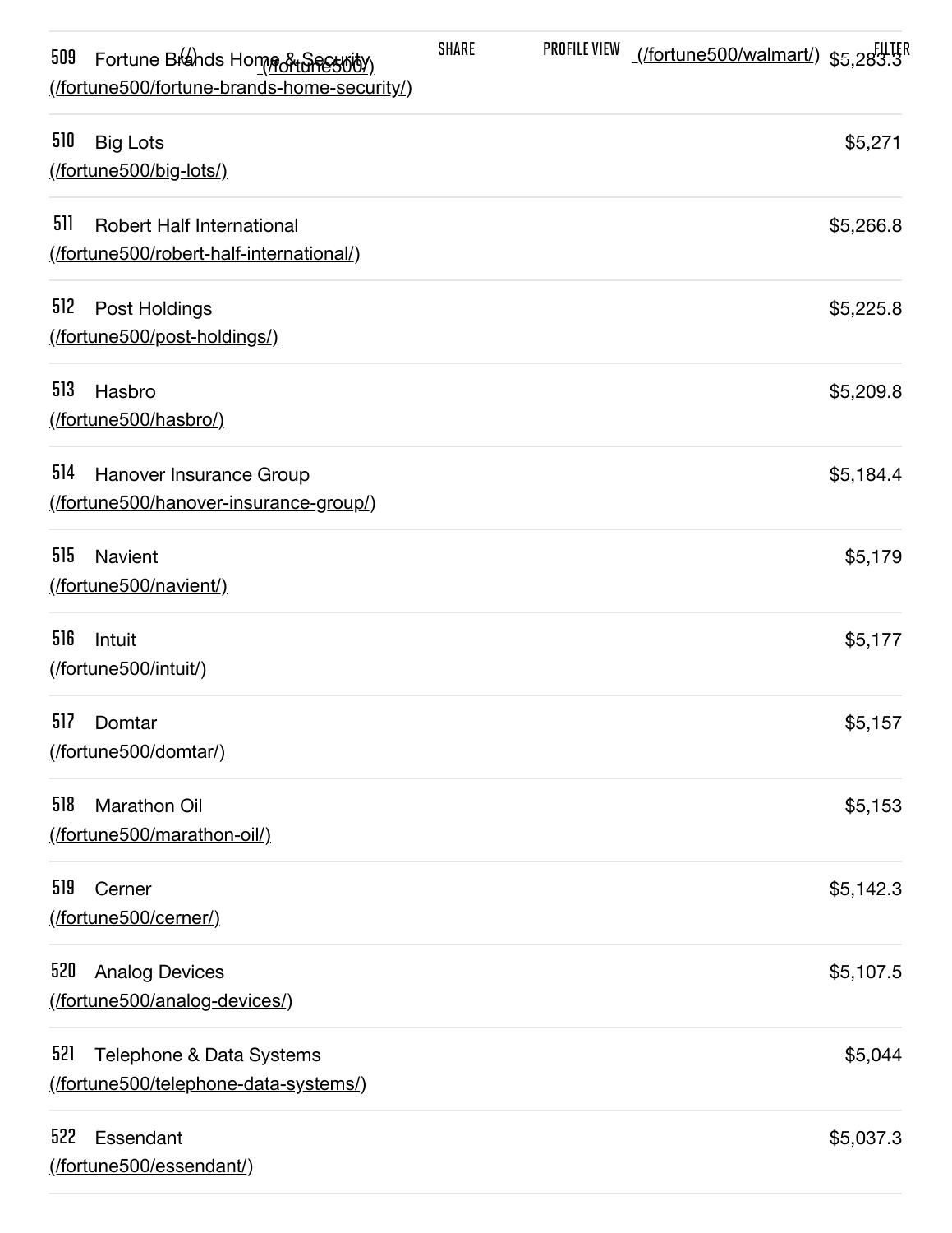509 Fortune Brands Home & Security (/fortune500/fortune-brands-home-security/) $5,283.3

510 Big Lots (/fortune500/big-lots/) $5,271

511 Robert Half International (/fortune500/robert-half-international/) $5,266.8

512 Post Holdings (/fortune500/post-holdings/) $5,225.8

513 Hasbro (/fortune500/hasbro/) $5,209.8

514 Hanover Insurance Group (/fortune500/hanover-insurance-group/) $5,184.4

515 Navient (/fortune500/navient/) $5,179

516 Intuit (/fortune500/intuit/) $5,177

517 Domtar (/fortune500/domtar/) $5,157

518 Marathon Oil (/fortune500/marathon-oil/) $5,153

519 Cerner (/fortune500/cerner/) $5,142.3

520 Analog Devices (/fortune500/analog-devices/) $5,107.5

521 Telephone & Data Systems (/fortune500/telephone-data-systems/) $5,044

522 Essendant (/fortune500/essendant/) $5,037.3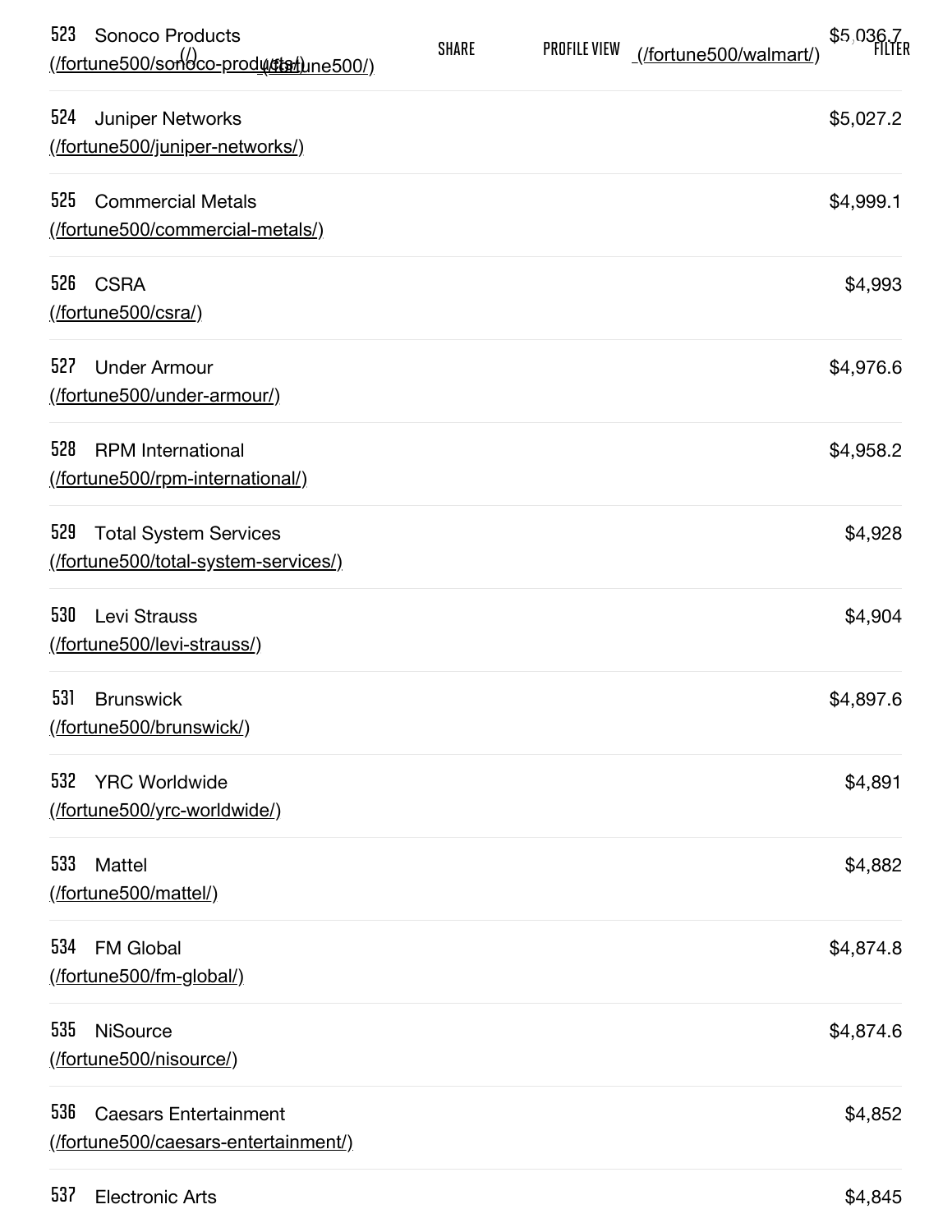| Rank | Company | Revenues ($M) |
|---|---|---|
| 523 | Sonoco Products (/fortune500/sonoco-products/) | $5,036.7 |
| 524 | Juniper Networks (/fortune500/juniper-networks/) | $5,027.2 |
| 525 | Commercial Metals (/fortune500/commercial-metals/) | $4,999.1 |
| 526 | CSRA (/fortune500/csra/) | $4,993 |
| 527 | Under Armour (/fortune500/under-armour/) | $4,976.6 |
| 528 | RPM International (/fortune500/rpm-international/) | $4,958.2 |
| 529 | Total System Services (/fortune500/total-system-services/) | $4,928 |
| 530 | Levi Strauss (/fortune500/levi-strauss/) | $4,904 |
| 531 | Brunswick (/fortune500/brunswick/) | $4,897.6 |
| 532 | YRC Worldwide (/fortune500/yrc-worldwide/) | $4,891 |
| 533 | Mattel (/fortune500/mattel/) | $4,882 |
| 534 | FM Global (/fortune500/fm-global/) | $4,874.8 |
| 535 | NiSource (/fortune500/nisource/) | $4,874.6 |
| 536 | Caesars Entertainment (/fortune500/caesars-entertainment/) | $4,852 |
| 537 | Electronic Arts | $4,845 |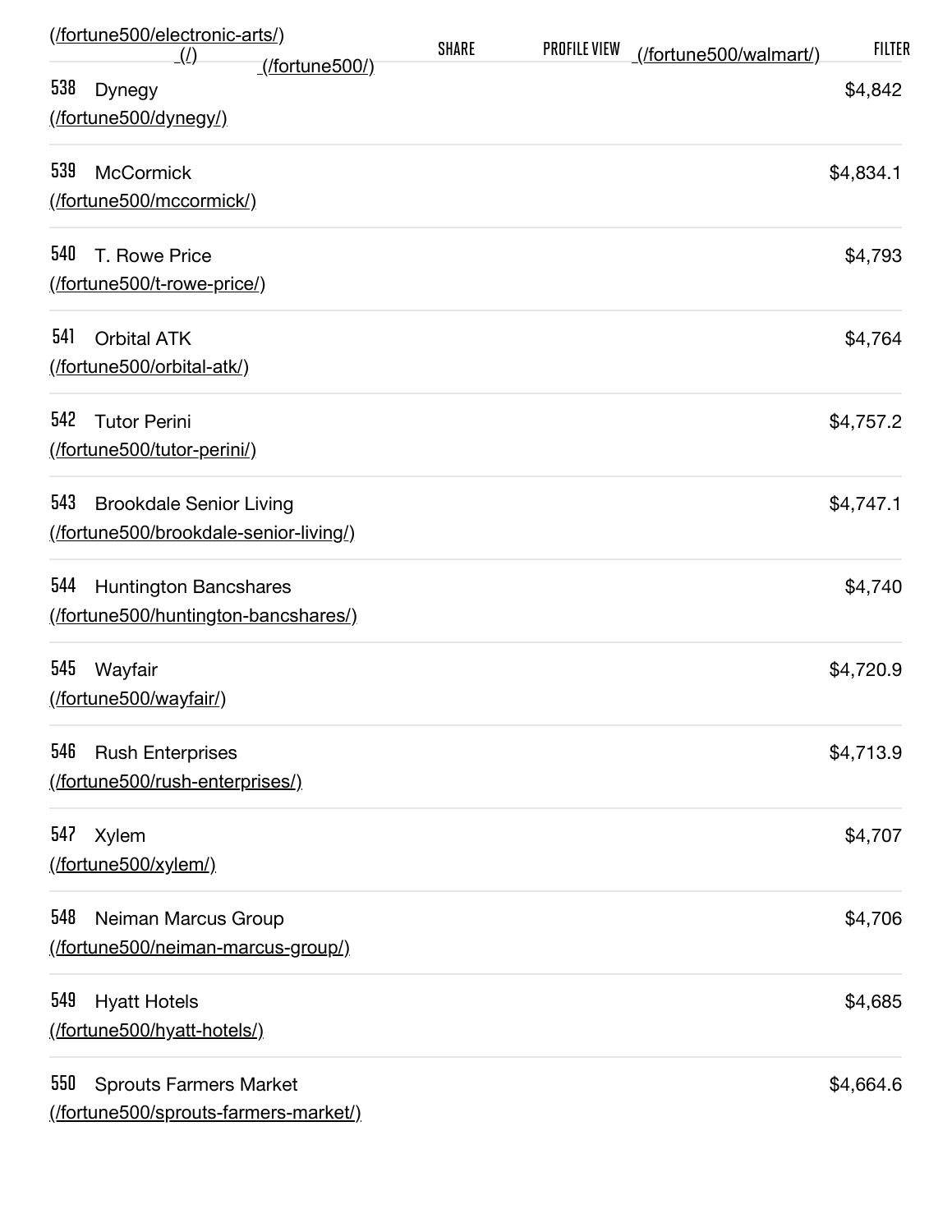| Rank | Company | Revenue |
|---|---|---|
| 538 | Dynegy (/fortune500/dynegy/) | $4,842 |
| 539 | McCormick (/fortune500/mccormick/) | $4,834.1 |
| 540 | T. Rowe Price (/fortune500/t-rowe-price/) | $4,793 |
| 541 | Orbital ATK (/fortune500/orbital-atk/) | $4,764 |
| 542 | Tutor Perini (/fortune500/tutor-perini/) | $4,757.2 |
| 543 | Brookdale Senior Living (/fortune500/brookdale-senior-living/) | $4,747.1 |
| 544 | Huntington Bancshares (/fortune500/huntington-bancshares/) | $4,740 |
| 545 | Wayfair (/fortune500/wayfair/) | $4,720.9 |
| 546 | Rush Enterprises (/fortune500/rush-enterprises/) | $4,713.9 |
| 547 | Xylem (/fortune500/xylem/) | $4,707 |
| 548 | Neiman Marcus Group (/fortune500/neiman-marcus-group/) | $4,706 |
| 549 | Hyatt Hotels (/fortune500/hyatt-hotels/) | $4,685 |
| 550 | Sprouts Farmers Market (/fortune500/sprouts-farmers-market/) | $4,664.6 |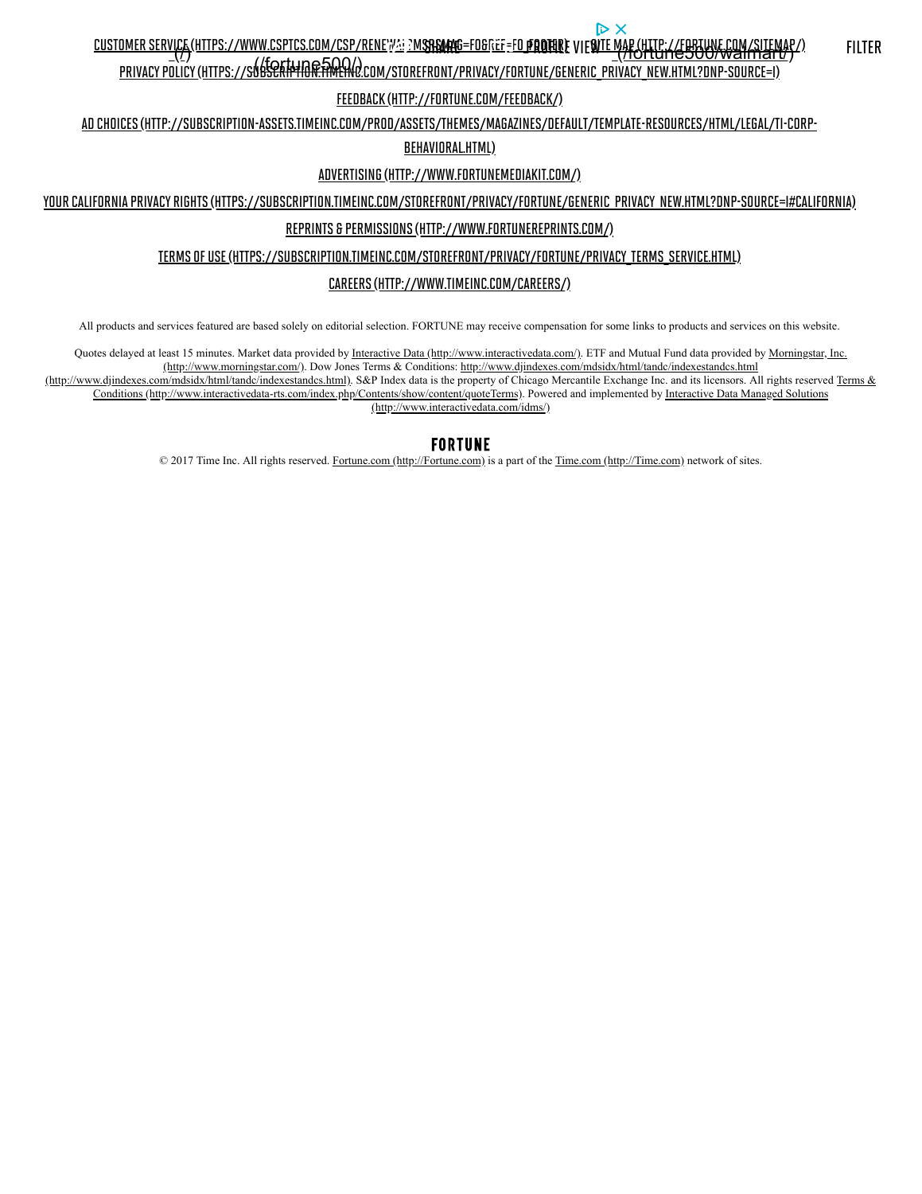CUSTOMER SERVICE (HTTPS://WWW.CSPTCS.COM/CSP/RENEWAL?CMSRCMAG=FO&REF=FO_FOOTER) SITE MAP (HTTP://FORTUNE.COM/SITEMAP/)

PRIVACY POLICY (HTTPS://SUBSCRIPTION.TIMEINC.COM/STOREFRONT/PRIVACY/FORTUNE/GENERIC_PRIVACY_NEW.HTML?DNP-SOURCE=I)

FEEDBACK (HTTP://FORTUNE.COM/FEEDBACK/)

AD CHOICES (HTTP://SUBSCRIPTION-ASSETS.TIMEINC.COM/PROD/ASSETS/THEMES/MAGAZINES/DEFAULT/TEMPLATE-RESOURCES/HTML/LEGAL/TI-CORP-BEHAVIORAL.HTML)

ADVERTISING (HTTP://WWW.FORTUNEMEDIAKIT.COM/)

YOUR CALIFORNIA PRIVACY RIGHTS (HTTPS://SUBSCRIPTION.TIMEINC.COM/STOREFRONT/PRIVACY/FORTUNE/GENERIC_PRIVACY_NEW.HTML?DNP-SOURCE=I#CALIFORNIA)

REPRINTS & PERMISSIONS (HTTP://WWW.FORTUNEREPRINTS.COM/)

TERMS OF USE (HTTPS://SUBSCRIPTION.TIMEINC.COM/STOREFRONT/PRIVACY/FORTUNE/PRIVACY_TERMS_SERVICE.HTML)

CAREERS (HTTP://WWW.TIMEINC.COM/CAREERS/)

All products and services featured are based solely on editorial selection. FORTUNE may receive compensation for some links to products and services on this website.

Quotes delayed at least 15 minutes. Market data provided by Interactive Data (http://www.interactivedata.com/). ETF and Mutual Fund data provided by Morningstar, Inc. (http://www.morningstar.com/). Dow Jones Terms & Conditions: http://www.djindexes.com/mdsidx/html/tandc/indexestandcs.html (http://www.djindexes.com/mdsidx/html/tandc/indexestandcs.html). S&P Index data is the property of Chicago Mercantile Exchange Inc. and its licensors. All rights reserved Terms & Conditions (http://www.interactivedata-rts.com/index.php/Contents/show/content/quoteTerms). Powered and implemented by Interactive Data Managed Solutions (http://www.interactivedata.com/idms/)

**FORTUNE**

© 2017 Time Inc. All rights reserved. Fortune.com (http://Fortune.com) is a part of the Time.com (http://Time.com) network of sites.